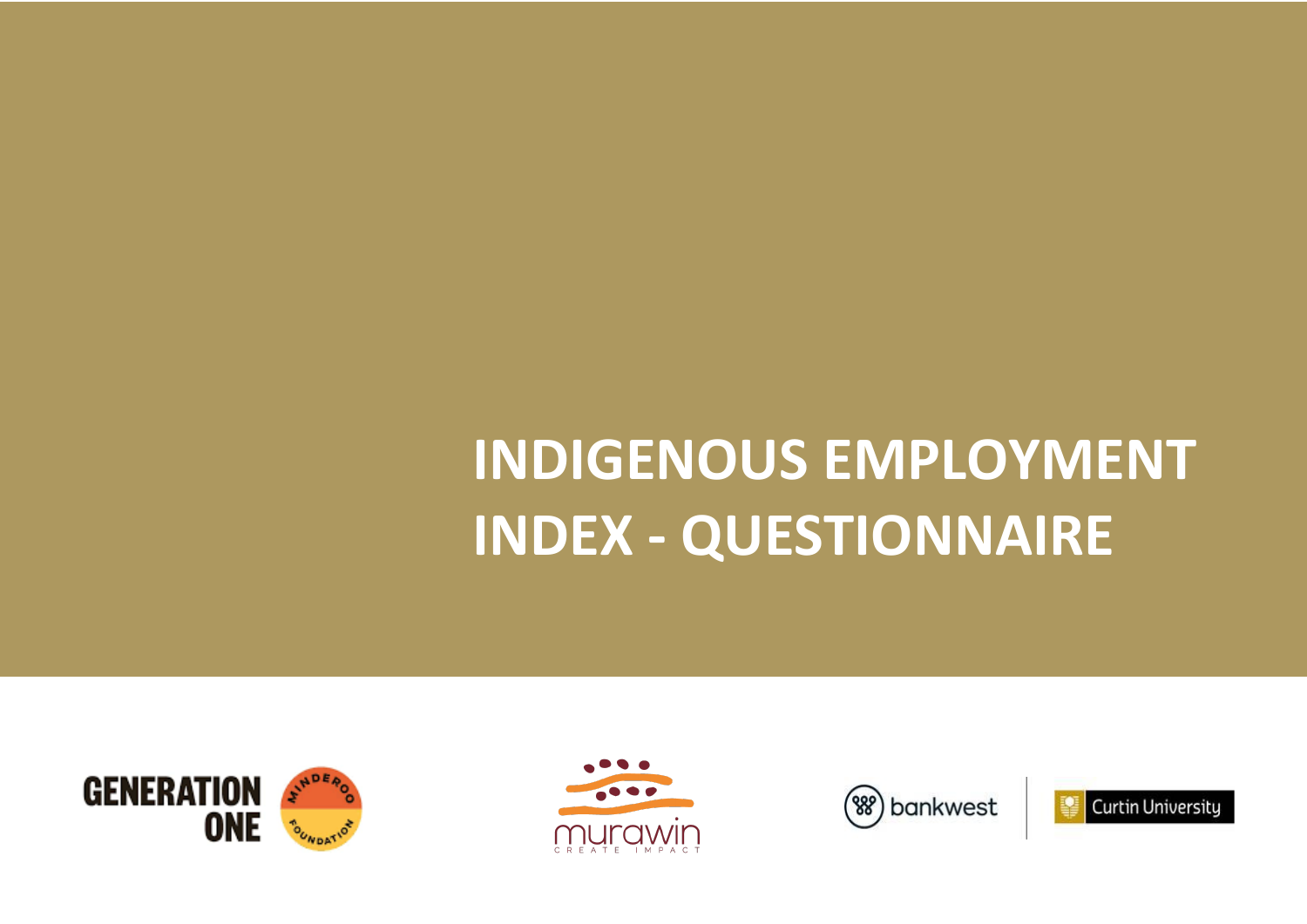# INDIGENOUS EMPLOYMENT INDEX - QUESTIONNAIRE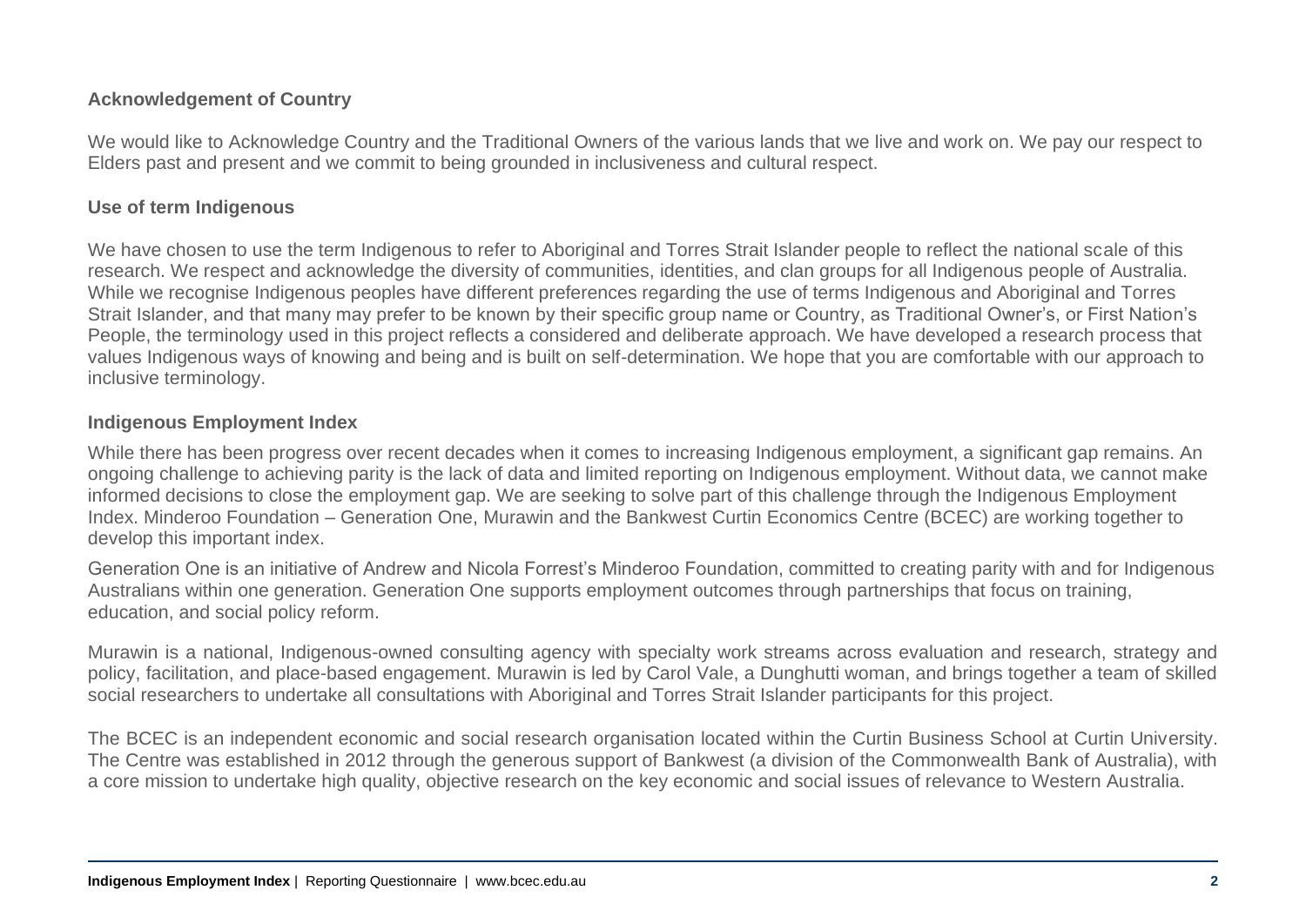## Acknowledgement of Country

We would like to Acknowledge Country and the Traditional Owners of the various lands that we live and work on. We pay our respect to Elders past and present and we commit to being grounded in inclusiveness and cultural respect.

## Use of term Indigenous

We have chosen to use the term Indigenous to refer to Aboriginal and Torres Strait Islander people to reflect the national scale of this research. We respect and acknowledge the diversity of communities, identities, and clan groups for all Indigenous people of Australia. While we recognise Indigenous peoples have different preferences regarding the use of terms Indigenous and Aboriginal and Torres Strait Islander, and that many may prefer to be known by their specific group name or Country, as Traditional Owner's, or First Nation's People, the terminology used in this project reflects a considered and deliberate approach. We have developed a research process that values Indigenous ways of knowing and being and is built on self-determination. We hope that you are comfortable with our approach to inclusive terminology.

## Indigenous Employment Index

While there has been progress over recent decades when it comes to increasing Indigenous employment, a significant gap remains. An ongoing challenge to achieving parity is the lack of data and limited reporting on Indigenous employment. Without data, we cannot make informed decisions to close the employment gap. We are seeking to solve part of this challenge through the Indigenous Employment Index. Minderoo Foundation – Generation One, Murawin and the Bankwest Curtin Economics Centre (BCEC) are working together to develop this important index.

Generation One is an initiative of Andrew and Nicola Forrest's Minderoo Foundation, committed to creating parity with and for Indigenous Australians within one generation. Generation One supports employment outcomes through partnerships that focus on training, education, and social policy reform.

Murawin is a national, Indigenous-owned consulting agency with specialty work streams across evaluation and research, strategy and policy, facilitation, and place-based engagement. Murawin is led by Carol Vale, a Dunghutti woman, and brings together a team of skilled social researchers to undertake all consultations with Aboriginal and Torres Strait Islander participants for this project.

The BCEC is an independent economic and social research organisation located within the Curtin Business School at Curtin University. The Centre was established in 2012 through the generous support of Bankwest (a division of the Commonwealth Bank of Australia), with a core mission to undertake high quality, objective research on the key economic and social issues of relevance to Western Australia.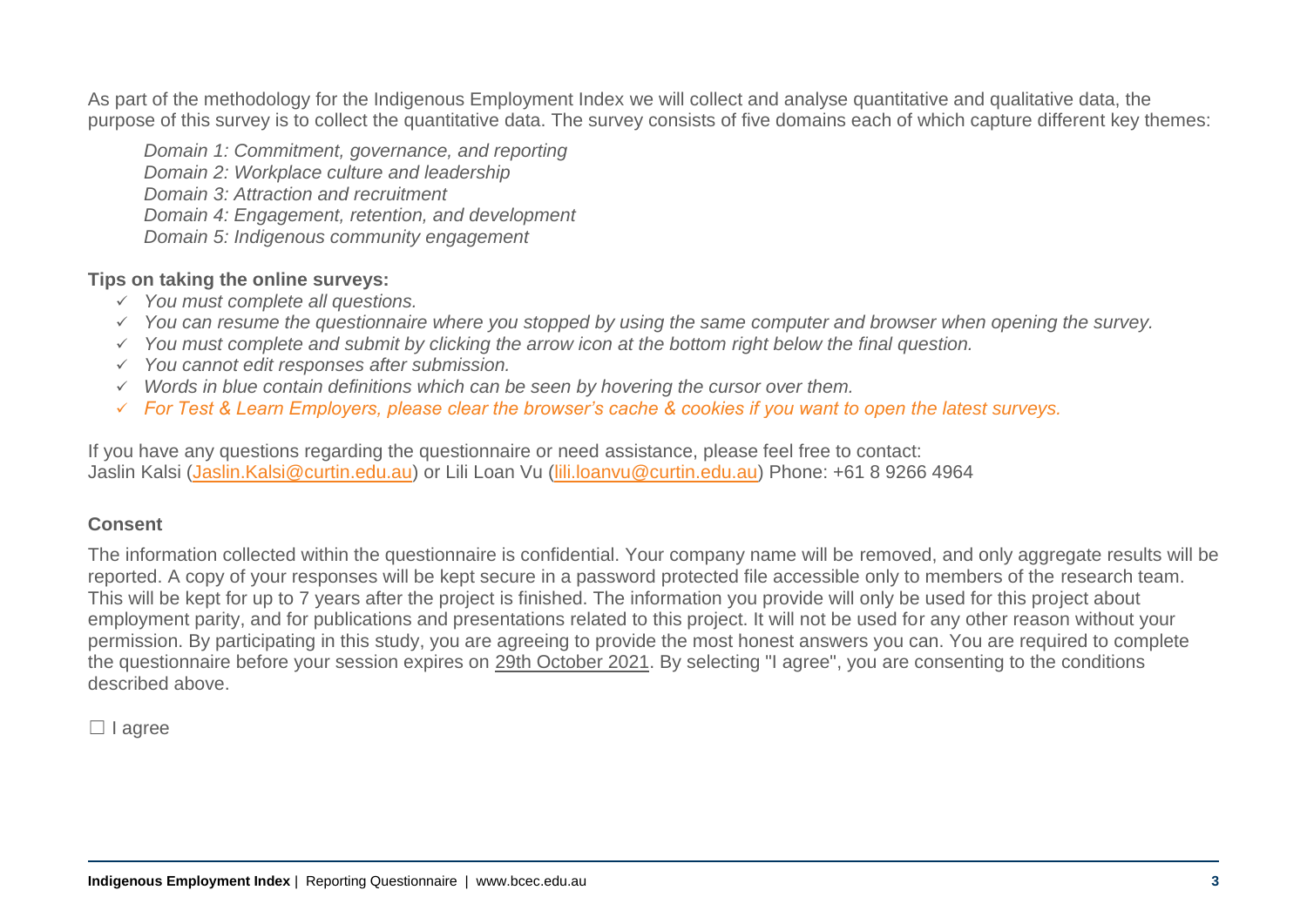As part of the methodology for the Indigenous Employment Index we will collect and analyse quantitative and qualitative data, the purpose of this survey is to collect the quantitative data. The survey consists of five domains each of which capture different key themes:

*Domain 1: Commitment, governance, and reporting*
*Domain 2: Workplace culture and leadership*
*Domain 3: Attraction and recruitment*
*Domain 4: Engagement, retention, and development*
*Domain 5: Indigenous community engagement*

**Tips on taking the online surveys:**

- ✓ *You must complete all questions.*
- ✓ *You can resume the questionnaire where you stopped by using the same computer and browser when opening the survey.*
- ✓ *You must complete and submit by clicking the arrow icon at the bottom right below the final question.*
- ✓ *You cannot edit responses after submission.*
- ✓ *Words in blue contain definitions which can be seen by hovering the cursor over them.*
- ✓ *For Test & Learn Employers, please clear the browser's cache & cookies if you want to open the latest surveys.*

If you have any questions regarding the questionnaire or need assistance, please feel free to contact:
Jaslin Kalsi (Jaslin.Kalsi@curtin.edu.au) or Lili Loan Vu (lili.loanvu@curtin.edu.au) Phone: +61 8 9266 4964

**Consent**

The information collected within the questionnaire is confidential. Your company name will be removed, and only aggregate results will be reported. A copy of your responses will be kept secure in a password protected file accessible only to members of the research team. This will be kept for up to 7 years after the project is finished. The information you provide will only be used for this project about employment parity, and for publications and presentations related to this project. It will not be used for any other reason without your permission. By participating in this study, you are agreeing to provide the most honest answers you can. You are required to complete the questionnaire before your session expires on 29th October 2021. By selecting "I agree", you are consenting to the conditions described above.

☐ I agree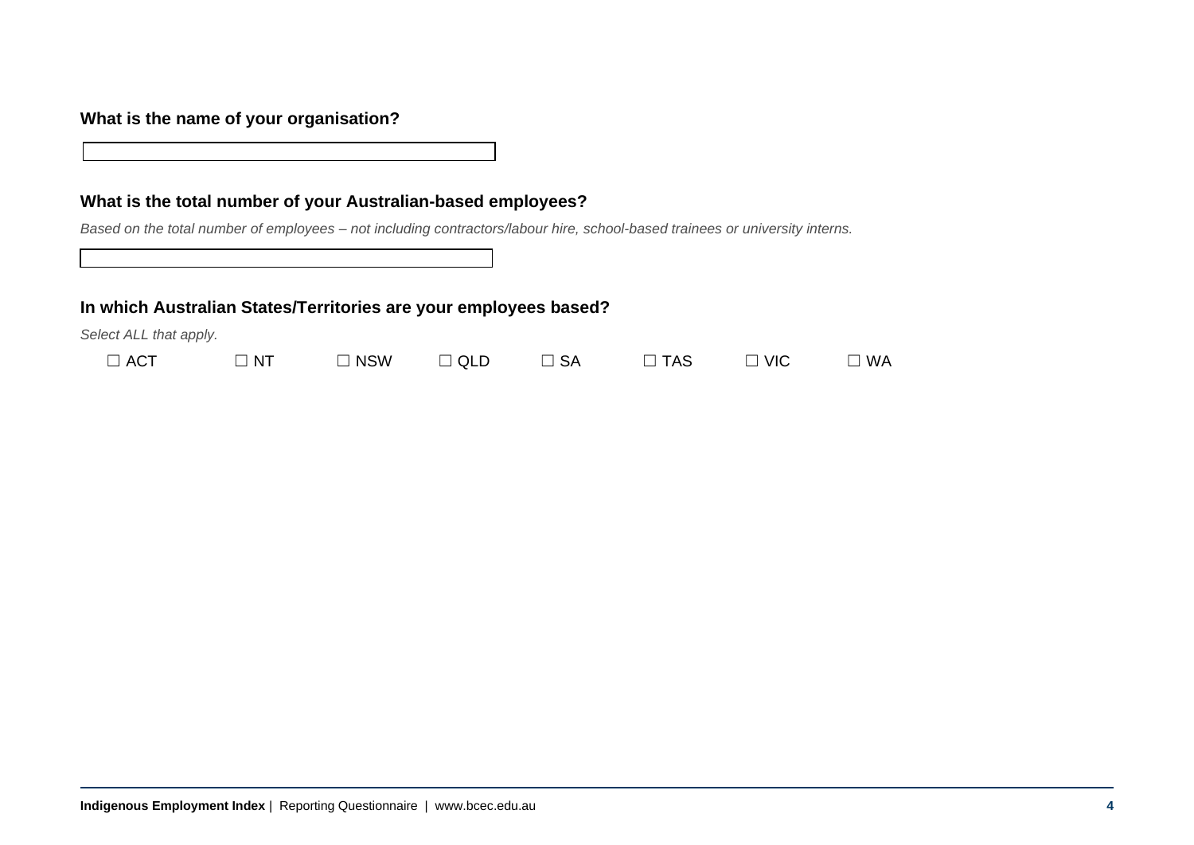**What is the name of your organisation?**

**What is the total number of your Australian-based employees?**

*Based on the total number of employees – not including contractors/labour hire, school-based trainees or university interns.*

**In which Australian States/Territories are your employees based?**

*Select ALL that apply.*

☐ ACT ☐ NT ☐ NSW ☐ QLD ☐ SA ☐ TAS ☐ VIC ☐ WA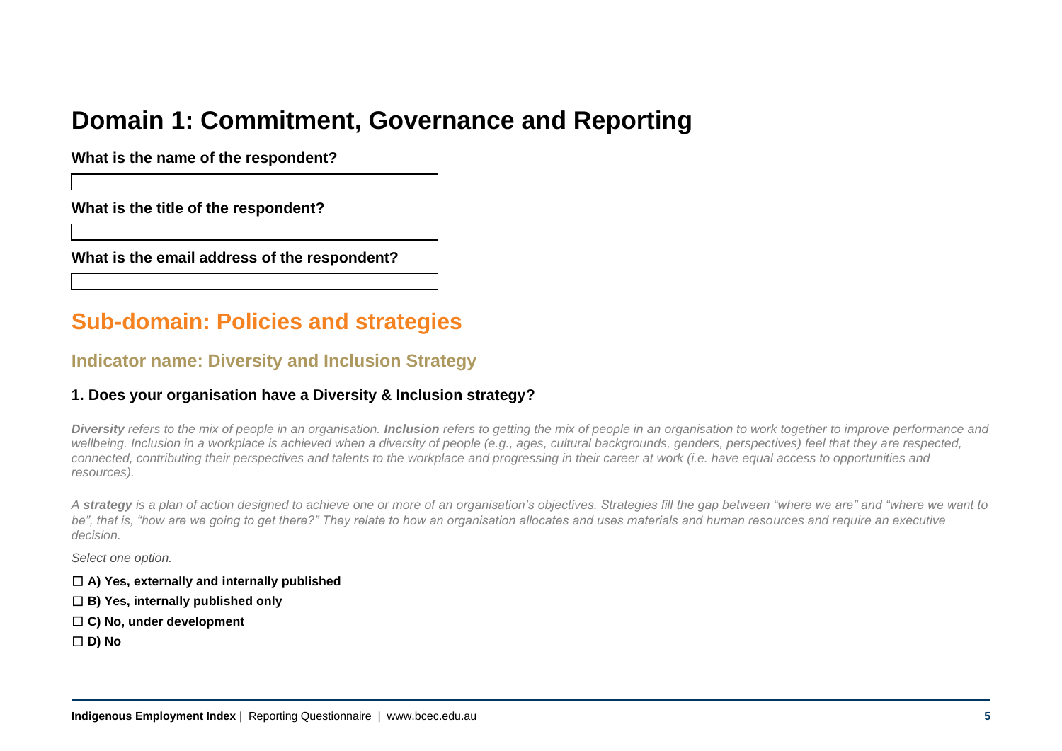# Domain 1: Commitment, Governance and Reporting

**What is the name of the respondent?**

**What is the title of the respondent?**

**What is the email address of the respondent?**

## Sub-domain: Policies and strategies

### Indicator name: Diversity and Inclusion Strategy

#### 1. Does your organisation have a Diversity & Inclusion strategy?

***Diversity*** *refers to the mix of people in an organisation.* ***Inclusion*** *refers to getting the mix of people in an organisation to work together to improve performance and wellbeing. Inclusion in a workplace is achieved when a diversity of people (e.g., ages, cultural backgrounds, genders, perspectives) feel that they are respected, connected, contributing their perspectives and talents to the workplace and progressing in their career at work (i.e. have equal access to opportunities and resources).*

*A* ***strategy*** *is a plan of action designed to achieve one or more of an organisation's objectives. Strategies fill the gap between "where we are" and "where we want to be", that is, "how are we going to get there?" They relate to how an organisation allocates and uses materials and human resources and require an executive decision.*

*Select one option.*

☐ **A) Yes, externally and internally published**

☐ **B) Yes, internally published only**

☐ **C) No, under development**

☐ **D) No**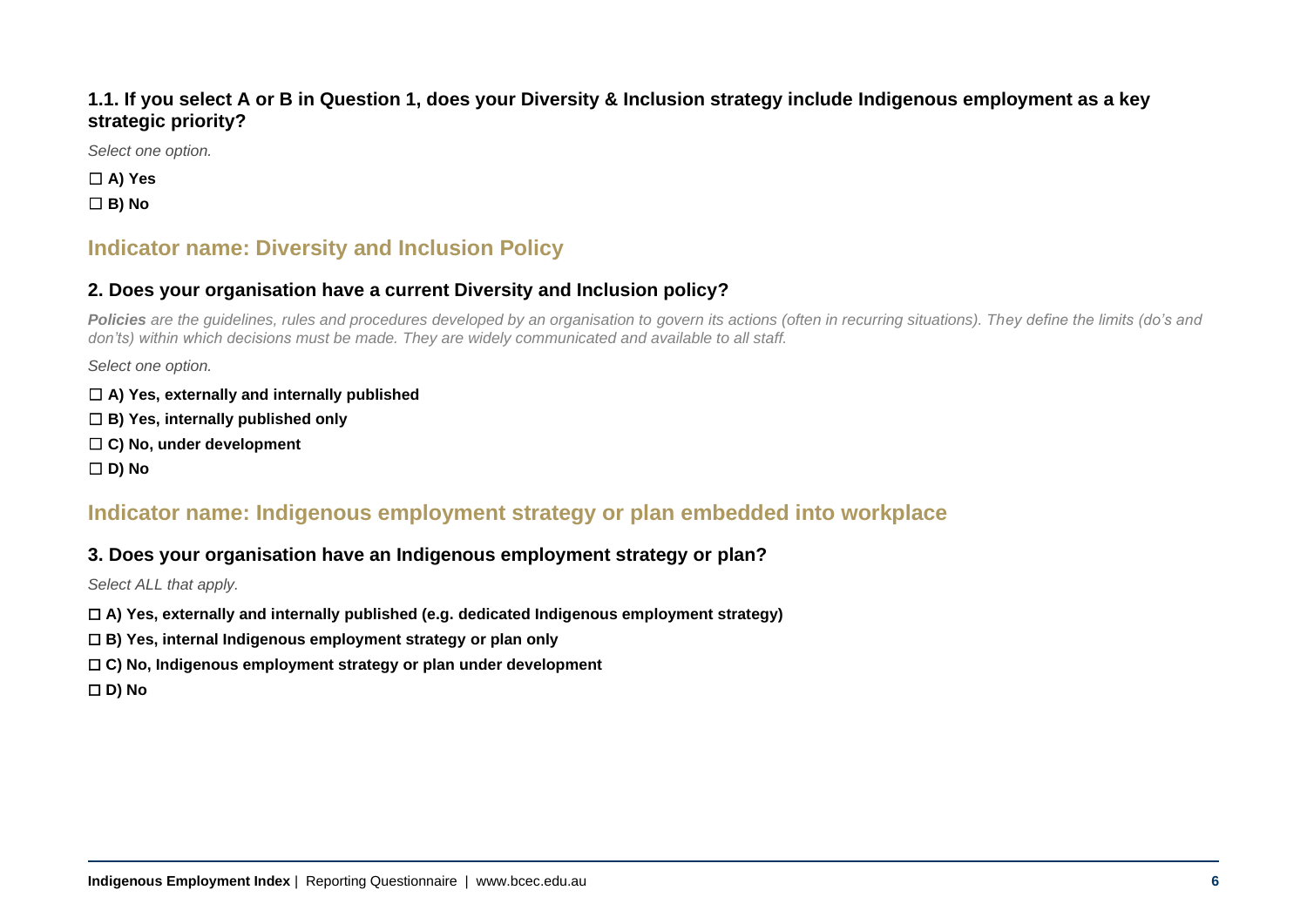### 1.1. If you select A or B in Question 1, does your Diversity & Inclusion strategy include Indigenous employment as a key strategic priority?

*Select one option.*

☐ **A) Yes**

☐ **B) No**

## Indicator name: Diversity and Inclusion Policy

### 2. Does your organisation have a current Diversity and Inclusion policy?

***Policies*** *are the guidelines, rules and procedures developed by an organisation to govern its actions (often in recurring situations). They define the limits (do's and don'ts) within which decisions must be made. They are widely communicated and available to all staff.*

*Select one option.*

☐ **A) Yes, externally and internally published**

☐ **B) Yes, internally published only**

☐ **C) No, under development**

☐ **D) No**

## Indicator name: Indigenous employment strategy or plan embedded into workplace

### 3. Does your organisation have an Indigenous employment strategy or plan?

*Select ALL that apply.*

☐ **A) Yes, externally and internally published (e.g. dedicated Indigenous employment strategy)**

☐ **B) Yes, internal Indigenous employment strategy or plan only**

☐ **C) No, Indigenous employment strategy or plan under development**

☐ **D) No**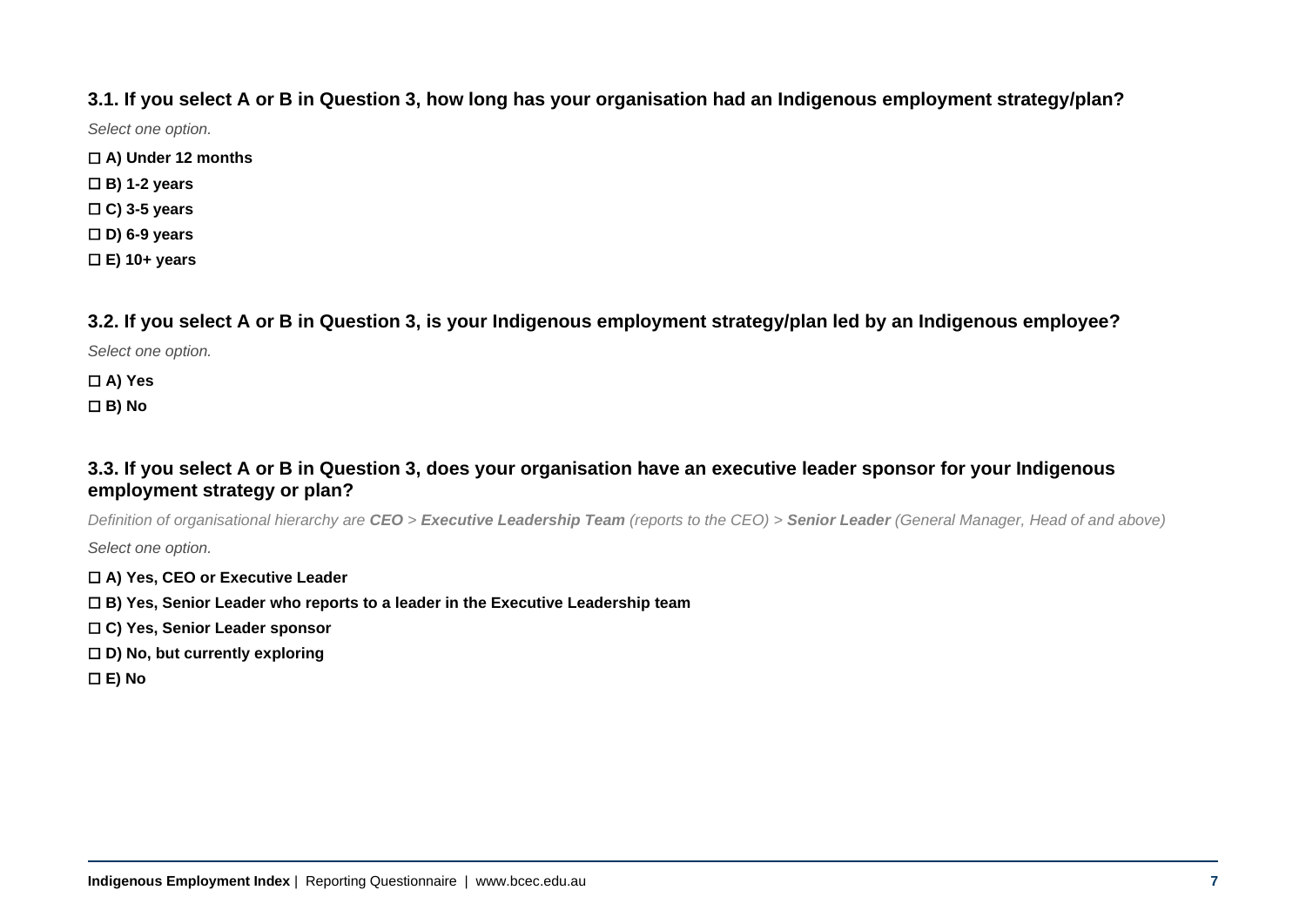### 3.1. If you select A or B in Question 3, how long has your organisation had an Indigenous employment strategy/plan?

*Select one option.*

☐ **A) Under 12 months**

☐ **B) 1-2 years**

☐ **C) 3-5 years**

☐ **D) 6-9 years**

☐ **E) 10+ years**

### 3.2. If you select A or B in Question 3, is your Indigenous employment strategy/plan led by an Indigenous employee?

*Select one option.*

☐ **A) Yes**

☐ **B) No**

### 3.3. If you select A or B in Question 3, does your organisation have an executive leader sponsor for your Indigenous employment strategy or plan?

*Definition of organisational hierarchy are **CEO** > **Executive Leadership Team** (reports to the CEO) > **Senior Leader** (General Manager, Head of and above)*

*Select one option.*

☐ **A) Yes, CEO or Executive Leader**

☐ **B) Yes, Senior Leader who reports to a leader in the Executive Leadership team**

☐ **C) Yes, Senior Leader sponsor**

☐ **D) No, but currently exploring**

☐ **E) No**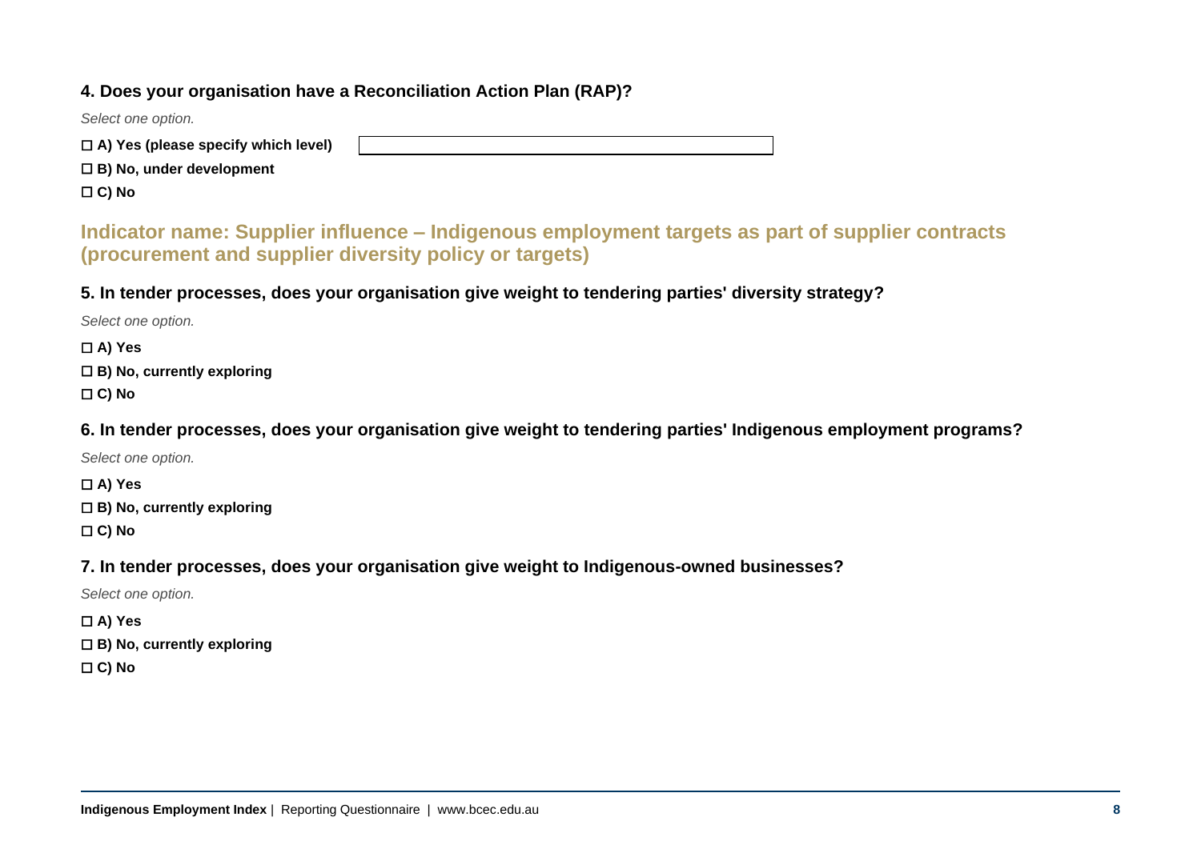**4. Does your organisation have a Reconciliation Action Plan (RAP)?**

*Select one option.*

☐ **A) Yes (please specify which level)** \_\_\_\_\_\_\_\_\_\_\_\_\_\_\_\_\_\_\_\_

☐ **B) No, under development**

☐ **C) No**

## Indicator name: Supplier influence – Indigenous employment targets as part of supplier contracts (procurement and supplier diversity policy or targets)

**5. In tender processes, does your organisation give weight to tendering parties' diversity strategy?**

*Select one option.*

☐ **A) Yes**

☐ **B) No, currently exploring**

☐ **C) No**

**6. In tender processes, does your organisation give weight to tendering parties' Indigenous employment programs?**

*Select one option.*

☐ **A) Yes**

☐ **B) No, currently exploring**

☐ **C) No**

**7. In tender processes, does your organisation give weight to Indigenous-owned businesses?**

*Select one option.*

☐ **A) Yes**

☐ **B) No, currently exploring**

☐ **C) No**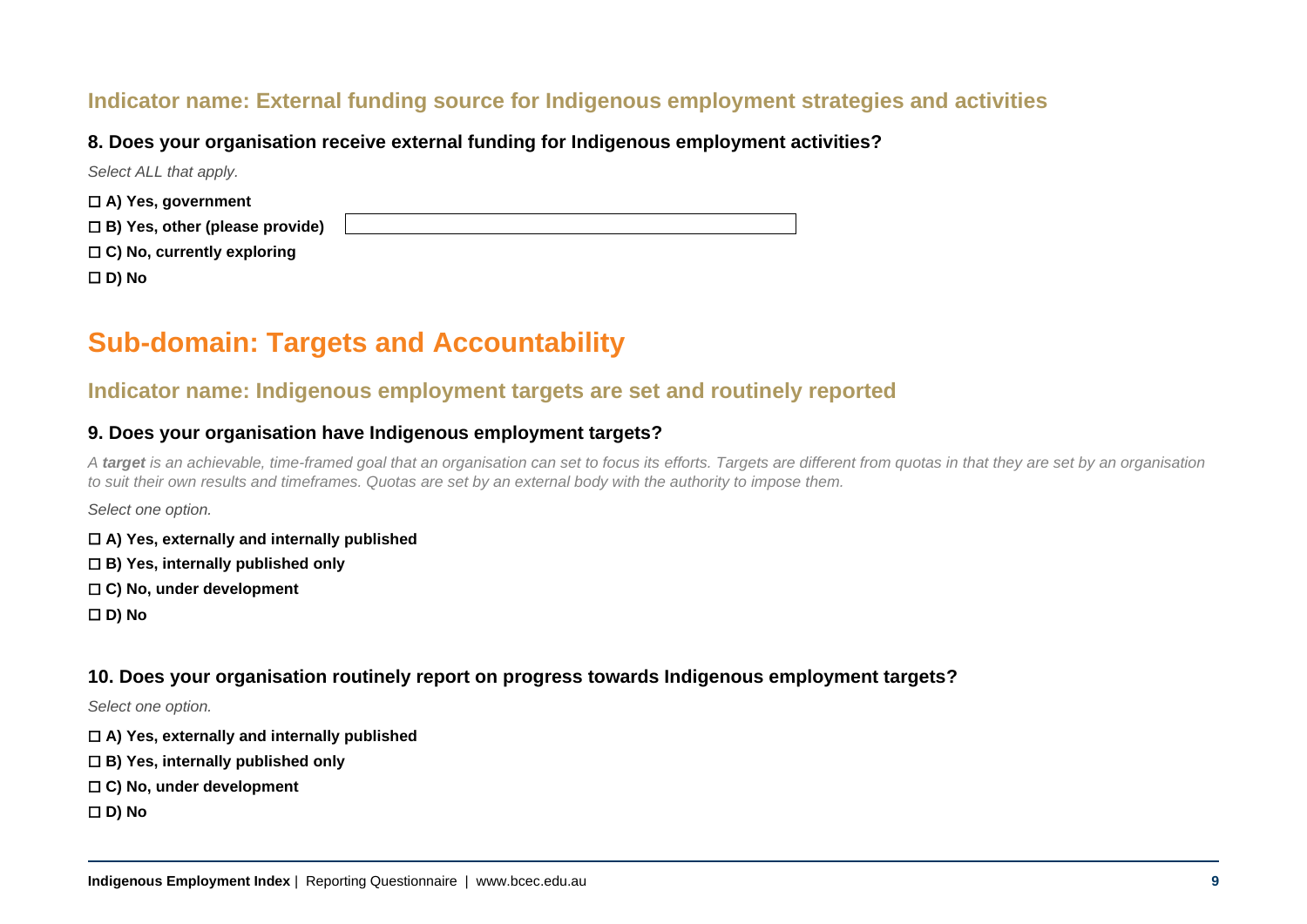### Indicator name: External funding source for Indigenous employment strategies and activities

**8. Does your organisation receive external funding for Indigenous employment activities?**

*Select ALL that apply.*

☐ **A) Yes, government**

☐ **B) Yes, other (please provide)** \_\_\_\_\_\_\_\_\_\_\_\_\_\_\_\_\_\_\_\_

☐ **C) No, currently exploring**

☐ **D) No**

## Sub-domain: Targets and Accountability

### Indicator name: Indigenous employment targets are set and routinely reported

**9. Does your organisation have Indigenous employment targets?**

*A **target** is an achievable, time-framed goal that an organisation can set to focus its efforts. Targets are different from quotas in that they are set by an organisation to suit their own results and timeframes. Quotas are set by an external body with the authority to impose them.*

*Select one option.*

☐ **A) Yes, externally and internally published**

☐ **B) Yes, internally published only**

☐ **C) No, under development**

☐ **D) No**

**10. Does your organisation routinely report on progress towards Indigenous employment targets?**

*Select one option.*

☐ **A) Yes, externally and internally published**

☐ **B) Yes, internally published only**

☐ **C) No, under development**

☐ **D) No**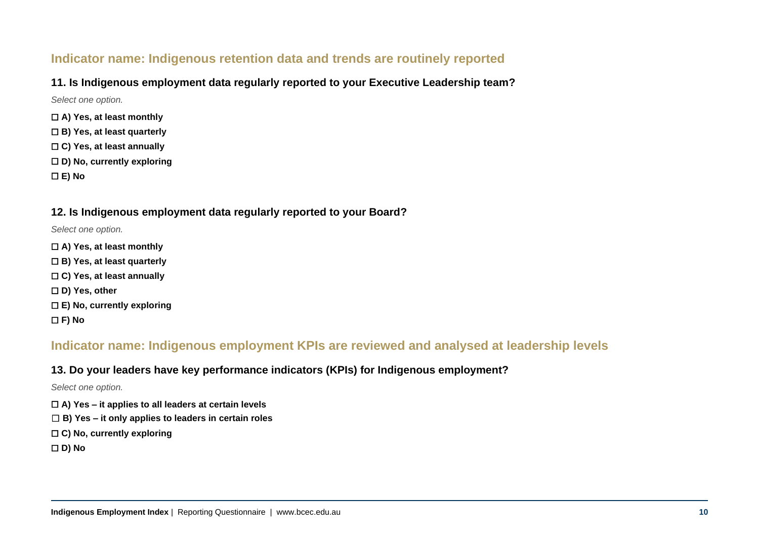## Indicator name: Indigenous retention data and trends are routinely reported

### 11. Is Indigenous employment data regularly reported to your Executive Leadership team?

*Select one option.*

☐ **A) Yes, at least monthly**

☐ **B) Yes, at least quarterly**

☐ **C) Yes, at least annually**

☐ **D) No, currently exploring**

☐ **E) No**

### 12. Is Indigenous employment data regularly reported to your Board?

*Select one option.*

☐ **A) Yes, at least monthly**

☐ **B) Yes, at least quarterly**

☐ **C) Yes, at least annually**

☐ **D) Yes, other**

☐ **E) No, currently exploring**

☐ **F) No**

## Indicator name: Indigenous employment KPIs are reviewed and analysed at leadership levels

### 13. Do your leaders have key performance indicators (KPIs) for Indigenous employment?

*Select one option.*

☐ **A) Yes – it applies to all leaders at certain levels**

☐ **B) Yes – it only applies to leaders in certain roles**

☐ **C) No, currently exploring**

☐ **D) No**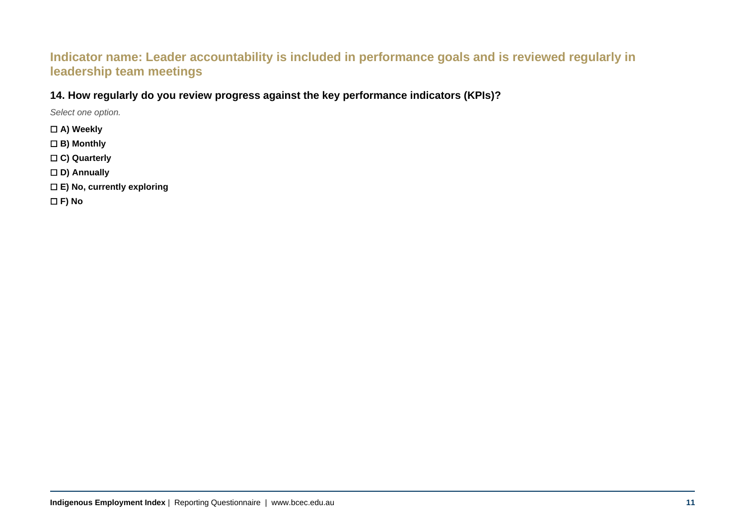## Indicator name: Leader accountability is included in performance goals and is reviewed regularly in leadership team meetings

### 14. How regularly do you review progress against the key performance indicators (KPIs)?

*Select one option.*

☐ **A) Weekly**

☐ **B) Monthly**

☐ **C) Quarterly**

☐ **D) Annually**

☐ **E) No, currently exploring**

☐ **F) No**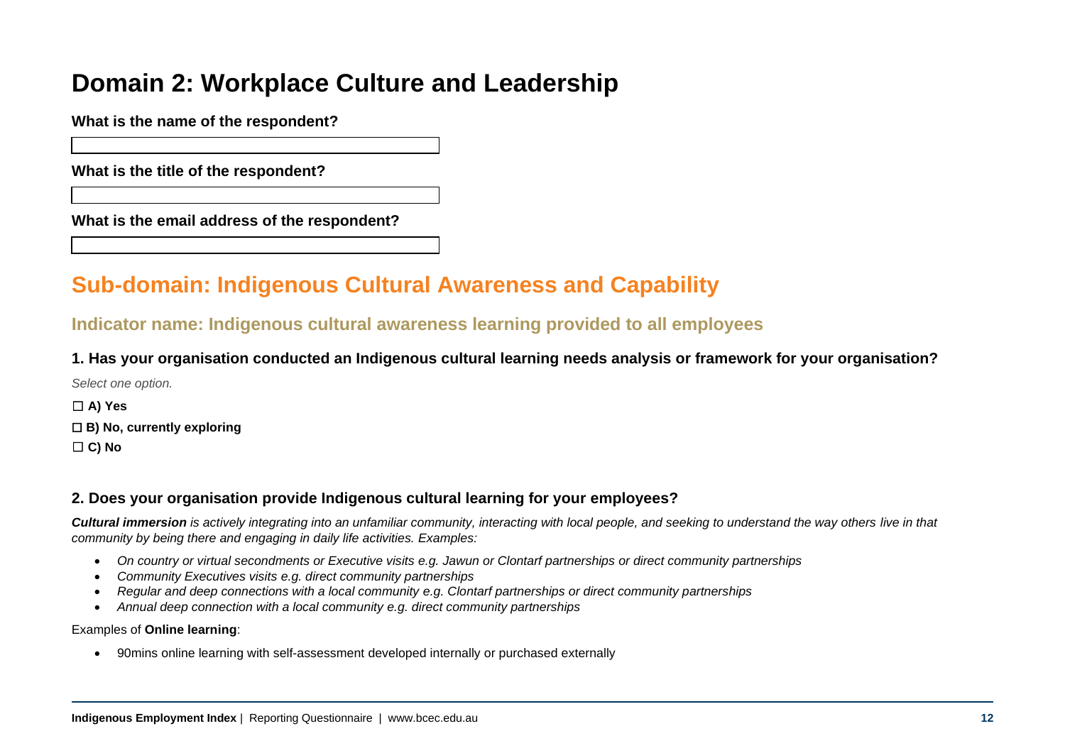# Domain 2: Workplace Culture and Leadership

**What is the name of the respondent?**

**What is the title of the respondent?**

**What is the email address of the respondent?**

## Sub-domain: Indigenous Cultural Awareness and Capability

### Indicator name: Indigenous cultural awareness learning provided to all employees

#### 1. Has your organisation conducted an Indigenous cultural learning needs analysis or framework for your organisation?

*Select one option.*

☐ **A) Yes**

☐ **B) No, currently exploring**

☐ **C) No**

#### 2. Does your organisation provide Indigenous cultural learning for your employees?

***Cultural immersion*** *is actively integrating into an unfamiliar community, interacting with local people, and seeking to understand the way others live in that community by being there and engaging in daily life activities. Examples:*

- *On country or virtual secondments or Executive visits e.g. Jawun or Clontarf partnerships or direct community partnerships*
- *Community Executives visits e.g. direct community partnerships*
- *Regular and deep connections with a local community e.g. Clontarf partnerships or direct community partnerships*
- *Annual deep connection with a local community e.g. direct community partnerships*

Examples of **Online learning**:

- 90mins online learning with self-assessment developed internally or purchased externally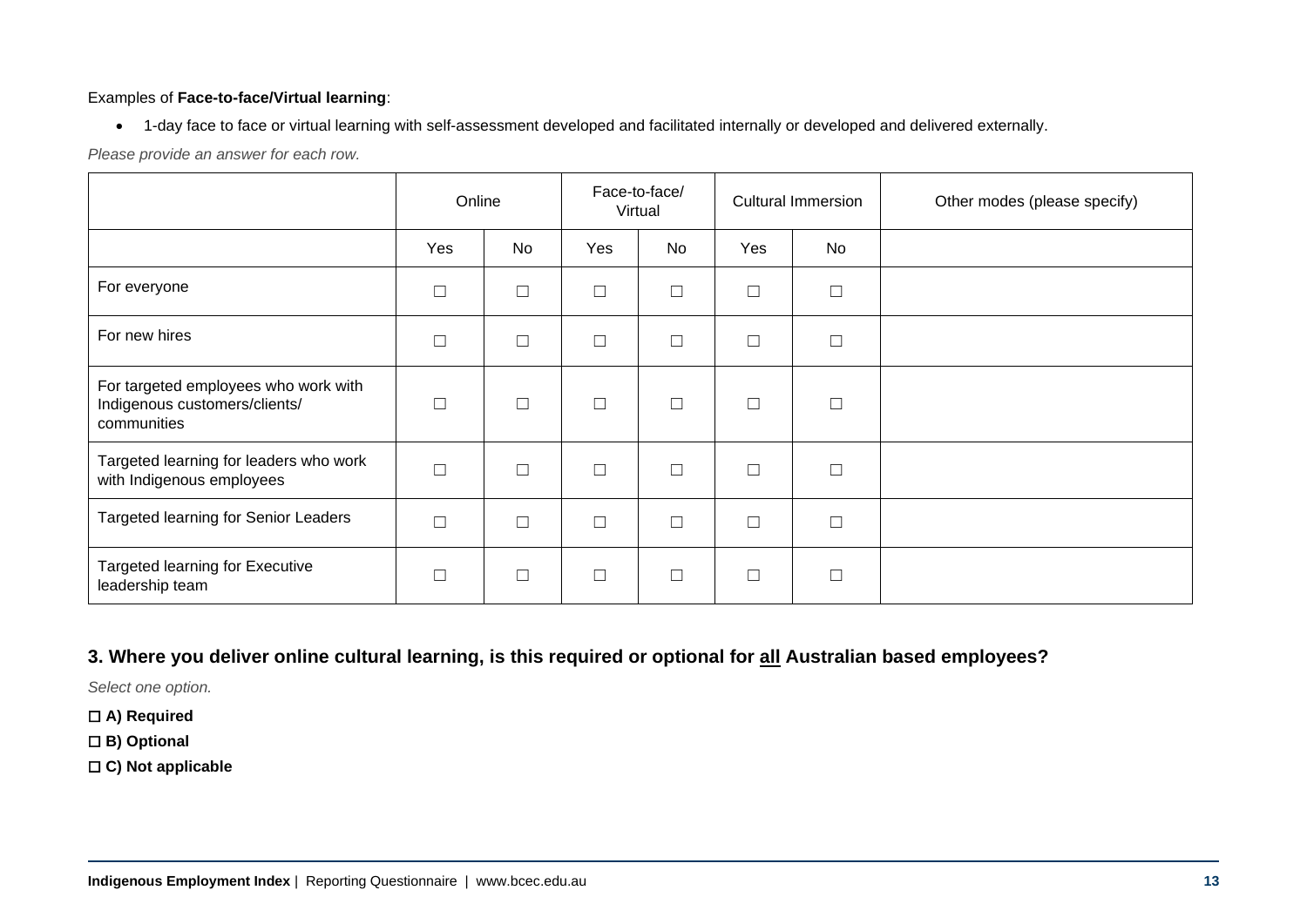Examples of **Face-to-face/Virtual learning**:

- 1-day face to face or virtual learning with self-assessment developed and facilitated internally or developed and delivered externally.

*Please provide an answer for each row.*

| | Online | | Face-to-face/ Virtual | | Cultural Immersion | | Other modes (please specify) |
|---|---|---|---|---|---|---|---|
| | Yes | No | Yes | No | Yes | No | |
| For everyone | ☐ | ☐ | ☐ | ☐ | ☐ | ☐ | |
| For new hires | ☐ | ☐ | ☐ | ☐ | ☐ | ☐ | |
| For targeted employees who work with Indigenous customers/clients/ communities | ☐ | ☐ | ☐ | ☐ | ☐ | ☐ | |
| Targeted learning for leaders who work with Indigenous employees | ☐ | ☐ | ☐ | ☐ | ☐ | ☐ | |
| Targeted learning for Senior Leaders | ☐ | ☐ | ☐ | ☐ | ☐ | ☐ | |
| Targeted learning for Executive leadership team | ☐ | ☐ | ☐ | ☐ | ☐ | ☐ | |

### 3. Where you deliver online cultural learning, is this required or optional for <u>all</u> Australian based employees?

*Select one option.*

☐ **A) Required**

☐ **B) Optional**

☐ **C) Not applicable**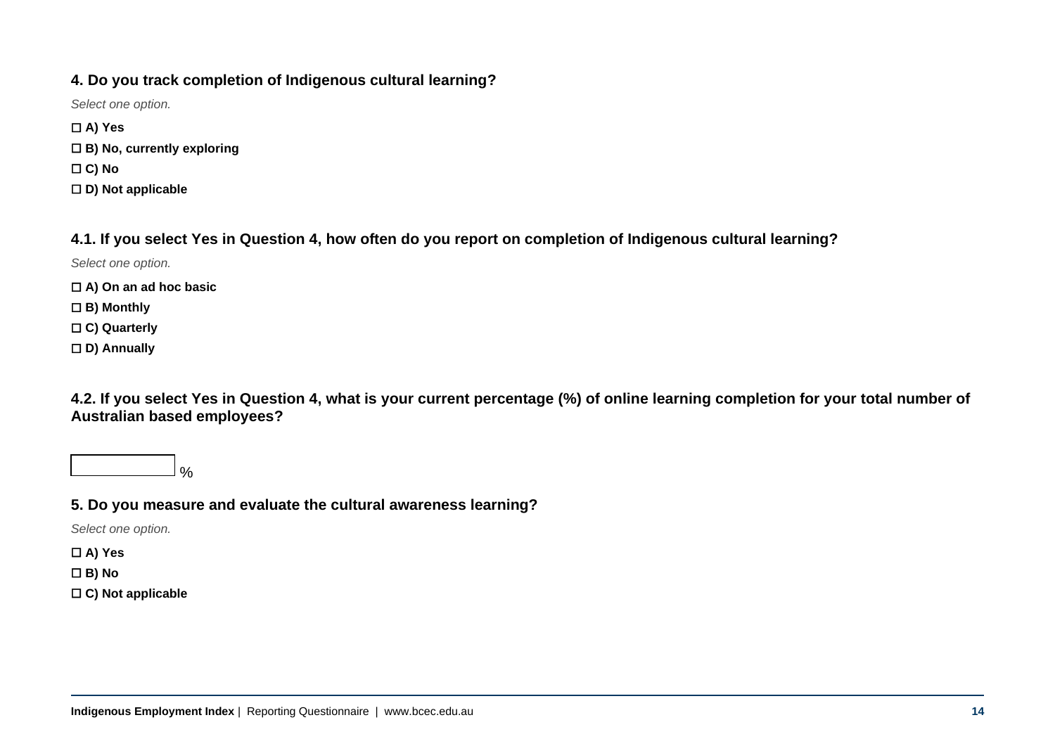#### 4. Do you track completion of Indigenous cultural learning?

*Select one option.*

☐ **A) Yes**

☐ **B) No, currently exploring**

☐ **C) No**

☐ **D) Not applicable**

#### 4.1. If you select Yes in Question 4, how often do you report on completion of Indigenous cultural learning?

*Select one option.*

☐ **A) On an ad hoc basic**

☐ **B) Monthly**

☐ **C) Quarterly**

☐ **D) Annually**

#### 4.2. If you select Yes in Question 4, what is your current percentage (%) of online learning completion for your total number of Australian based employees?

______ %

#### 5. Do you measure and evaluate the cultural awareness learning?

*Select one option.*

☐ **A) Yes**

☐ **B) No**

☐ **C) Not applicable**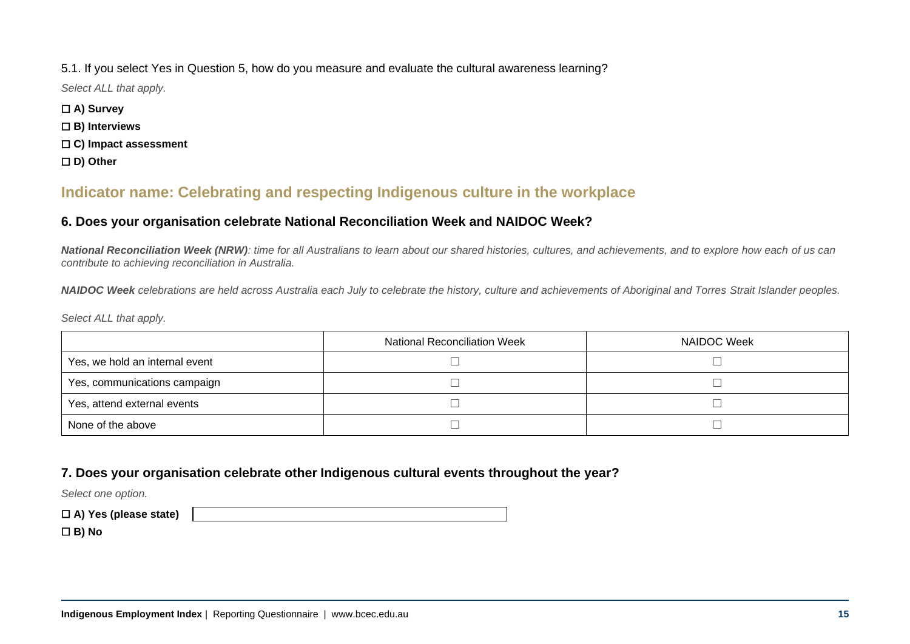5.1. If you select Yes in Question 5, how do you measure and evaluate the cultural awareness learning?

*Select ALL that apply.*

☐ **A) Survey**

☐ **B) Interviews**

☐ **C) Impact assessment**

☐ **D) Other**

## Indicator name: Celebrating and respecting Indigenous culture in the workplace

### 6. Does your organisation celebrate National Reconciliation Week and NAIDOC Week?

***National Reconciliation Week (NRW)****: time for all Australians to learn about our shared histories, cultures, and achievements, and to explore how each of us can contribute to achieving reconciliation in Australia.*

***NAIDOC Week*** *celebrations are held across Australia each July to celebrate the history, culture and achievements of Aboriginal and Torres Strait Islander peoples.*

*Select ALL that apply.*

| | National Reconciliation Week | NAIDOC Week |
|---|---|---|
| Yes, we hold an internal event | ☐ | ☐ |
| Yes, communications campaign | ☐ | ☐ |
| Yes, attend external events | ☐ | ☐ |
| None of the above | ☐ | ☐ |

### 7. Does your organisation celebrate other Indigenous cultural events throughout the year?

*Select one option.*

☐ **A) Yes (please state)** \_\_\_\_\_\_\_\_\_\_\_\_\_\_\_\_\_\_\_\_

☐ **B) No**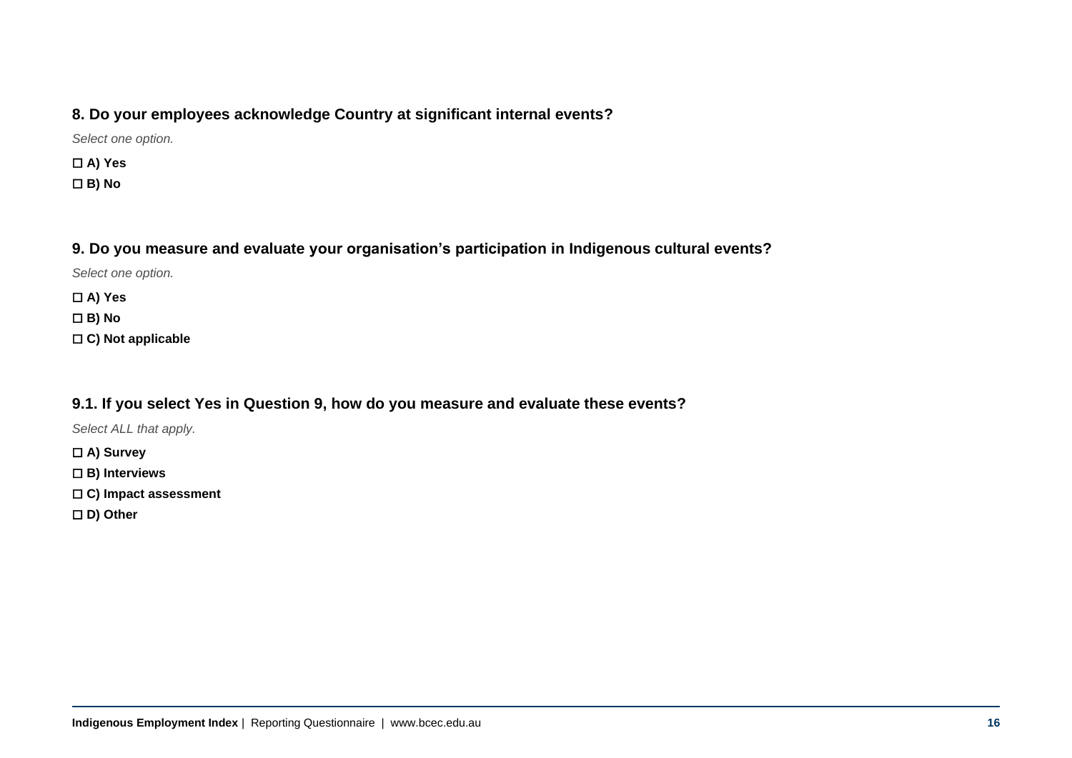### 8. Do your employees acknowledge Country at significant internal events?

*Select one option.*

☐ **A) Yes**

☐ **B) No**

### 9. Do you measure and evaluate your organisation's participation in Indigenous cultural events?

*Select one option.*

☐ **A) Yes**

☐ **B) No**

☐ **C) Not applicable**

### 9.1. If you select Yes in Question 9, how do you measure and evaluate these events?

*Select ALL that apply.*

☐ **A) Survey**

☐ **B) Interviews**

☐ **C) Impact assessment**

☐ **D) Other**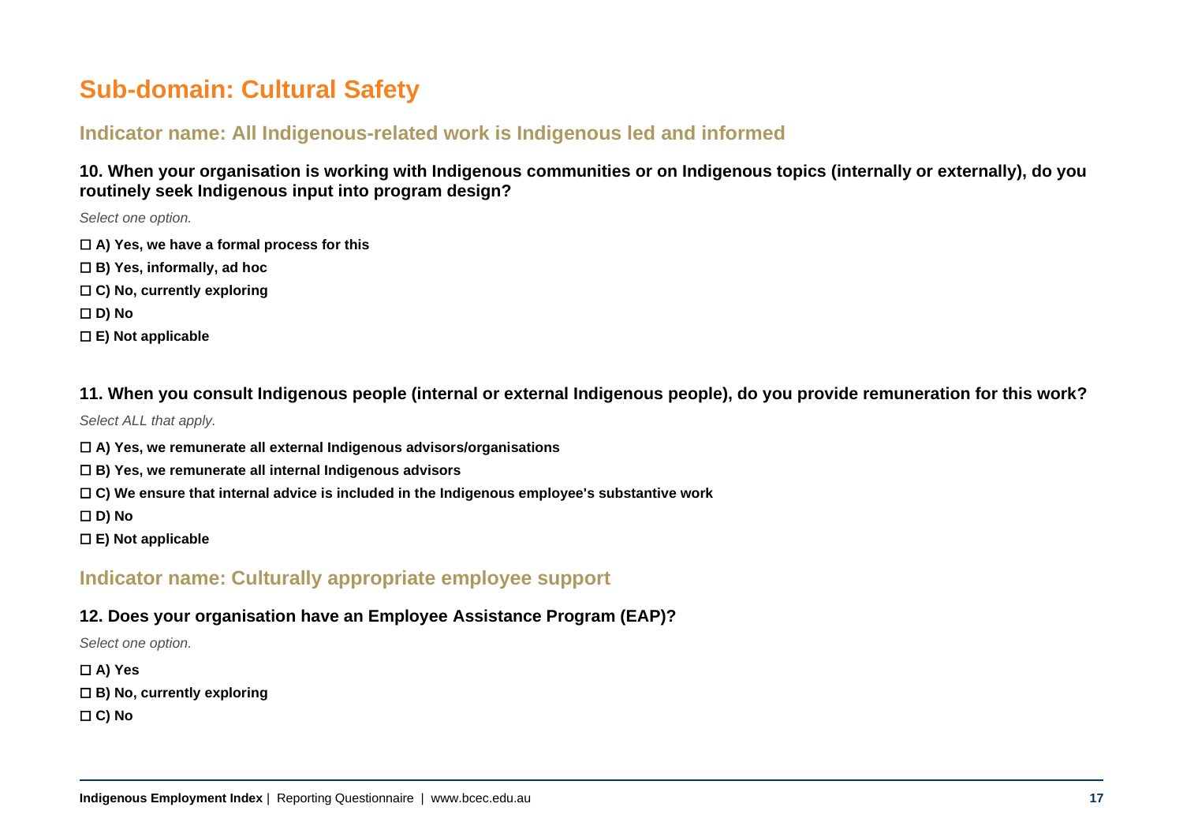# Sub-domain: Cultural Safety

## Indicator name: All Indigenous-related work is Indigenous led and informed

**10. When your organisation is working with Indigenous communities or on Indigenous topics (internally or externally), do you routinely seek Indigenous input into program design?**

*Select one option.*

☐ **A) Yes, we have a formal process for this**

☐ **B) Yes, informally, ad hoc**

☐ **C) No, currently exploring**

☐ **D) No**

☐ **E) Not applicable**

**11. When you consult Indigenous people (internal or external Indigenous people), do you provide remuneration for this work?**

*Select ALL that apply.*

☐ **A) Yes, we remunerate all external Indigenous advisors/organisations**

☐ **B) Yes, we remunerate all internal Indigenous advisors**

☐ **C) We ensure that internal advice is included in the Indigenous employee's substantive work**

☐ **D) No**

☐ **E) Not applicable**

## Indicator name: Culturally appropriate employee support

**12. Does your organisation have an Employee Assistance Program (EAP)?**

*Select one option.*

☐ **A) Yes**

☐ **B) No, currently exploring**

☐ **C) No**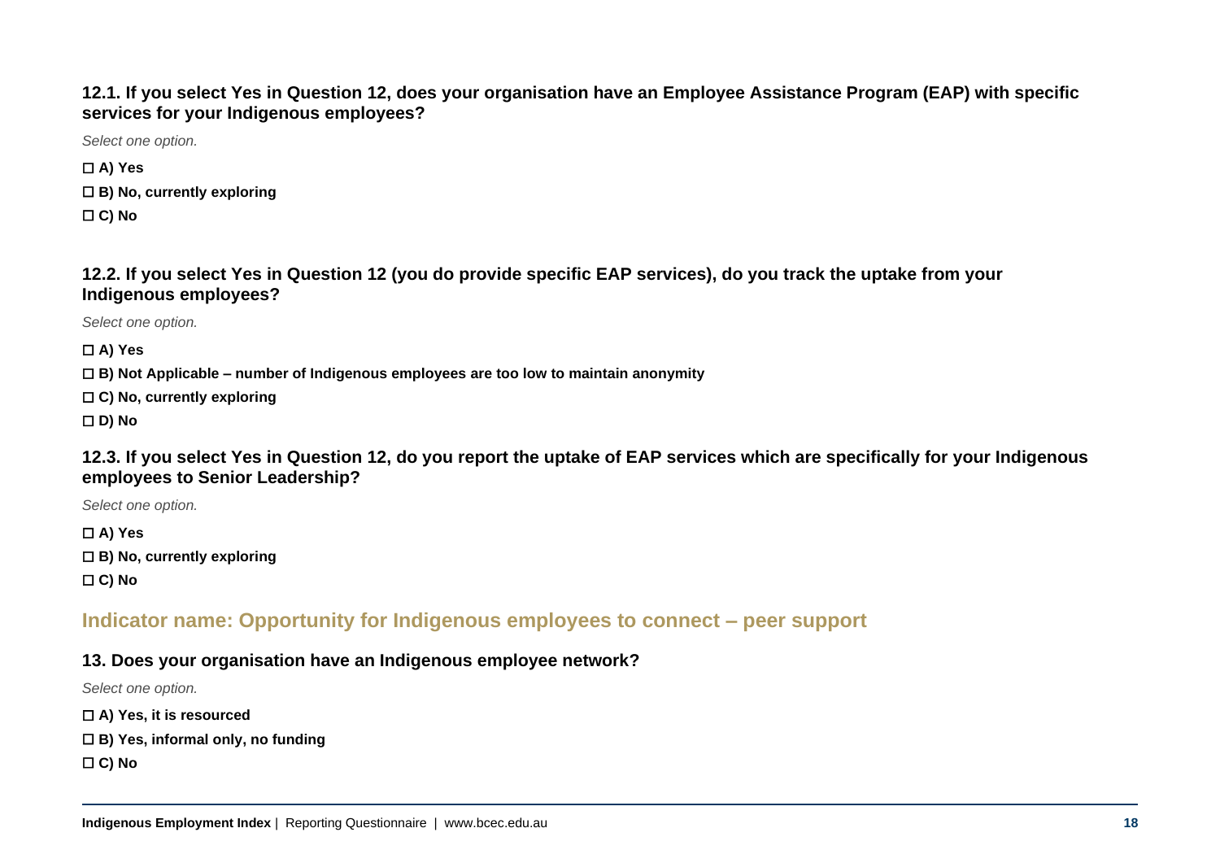**12.1. If you select Yes in Question 12, does your organisation have an Employee Assistance Program (EAP) with specific services for your Indigenous employees?**

*Select one option.*

☐ **A) Yes**

☐ **B) No, currently exploring**

☐ **C) No**

**12.2. If you select Yes in Question 12 (you do provide specific EAP services), do you track the uptake from your Indigenous employees?**

*Select one option.*

☐ **A) Yes**

☐ **B) Not Applicable – number of Indigenous employees are too low to maintain anonymity**

☐ **C) No, currently exploring**

☐ **D) No**

**12.3. If you select Yes in Question 12, do you report the uptake of EAP services which are specifically for your Indigenous employees to Senior Leadership?**

*Select one option.*

☐ **A) Yes**

☐ **B) No, currently exploring**

☐ **C) No**

## Indicator name: Opportunity for Indigenous employees to connect – peer support

**13. Does your organisation have an Indigenous employee network?**

*Select one option.*

☐ **A) Yes, it is resourced**

☐ **B) Yes, informal only, no funding**

☐ **C) No**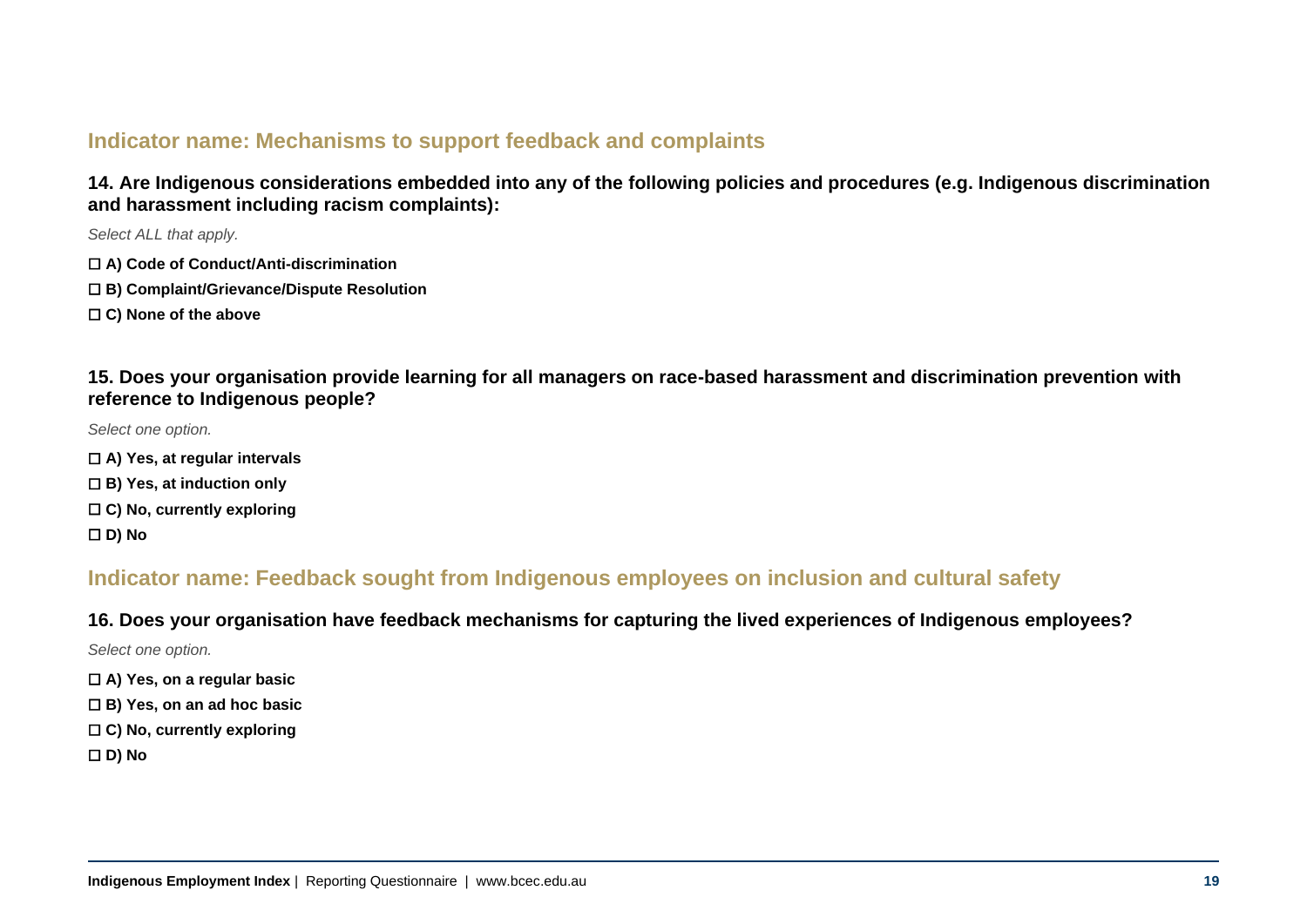## Indicator name: Mechanisms to support feedback and complaints

**14. Are Indigenous considerations embedded into any of the following policies and procedures (e.g. Indigenous discrimination and harassment including racism complaints):**

*Select ALL that apply.*

☐ **A) Code of Conduct/Anti-discrimination**

☐ **B) Complaint/Grievance/Dispute Resolution**

☐ **C) None of the above**

**15. Does your organisation provide learning for all managers on race-based harassment and discrimination prevention with reference to Indigenous people?**

*Select one option.*

☐ **A) Yes, at regular intervals**

☐ **B) Yes, at induction only**

☐ **C) No, currently exploring**

☐ **D) No**

## Indicator name: Feedback sought from Indigenous employees on inclusion and cultural safety

**16. Does your organisation have feedback mechanisms for capturing the lived experiences of Indigenous employees?**

*Select one option.*

☐ **A) Yes, on a regular basic**

☐ **B) Yes, on an ad hoc basic**

☐ **C) No, currently exploring**

☐ **D) No**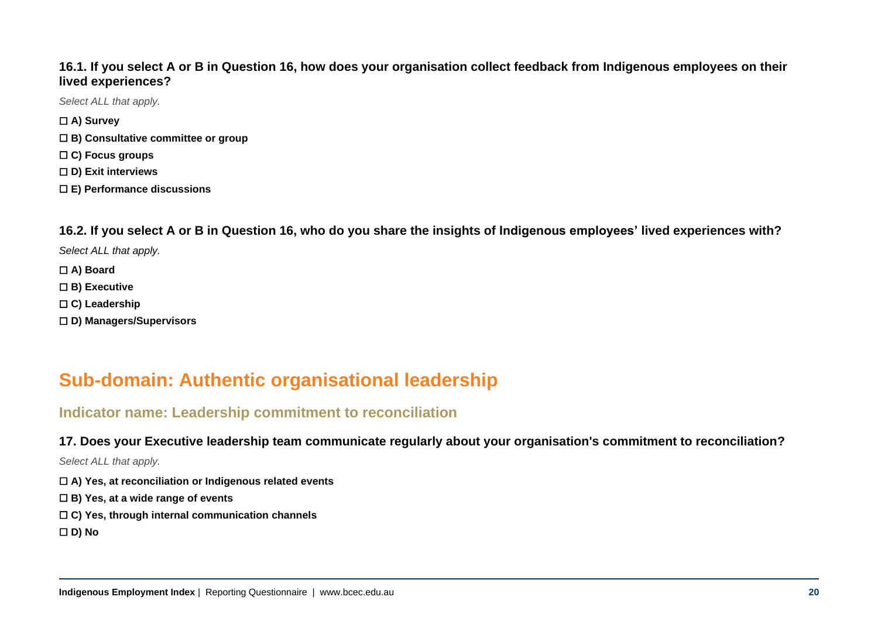### 16.1. If you select A or B in Question 16, how does your organisation collect feedback from Indigenous employees on their lived experiences?

*Select ALL that apply.*

☐ **A) Survey**

☐ **B) Consultative committee or group**

☐ **C) Focus groups**

☐ **D) Exit interviews**

☐ **E) Performance discussions**

### 16.2. If you select A or B in Question 16, who do you share the insights of Indigenous employees' lived experiences with?

*Select ALL that apply.*

☐ **A) Board**

☐ **B) Executive**

☐ **C) Leadership**

☐ **D) Managers/Supervisors**

# Sub-domain: Authentic organisational leadership

## Indicator name: Leadership commitment to reconciliation

### 17. Does your Executive leadership team communicate regularly about your organisation's commitment to reconciliation?

*Select ALL that apply.*

☐ **A) Yes, at reconciliation or Indigenous related events**

☐ **B) Yes, at a wide range of events**

☐ **C) Yes, through internal communication channels**

☐ **D) No**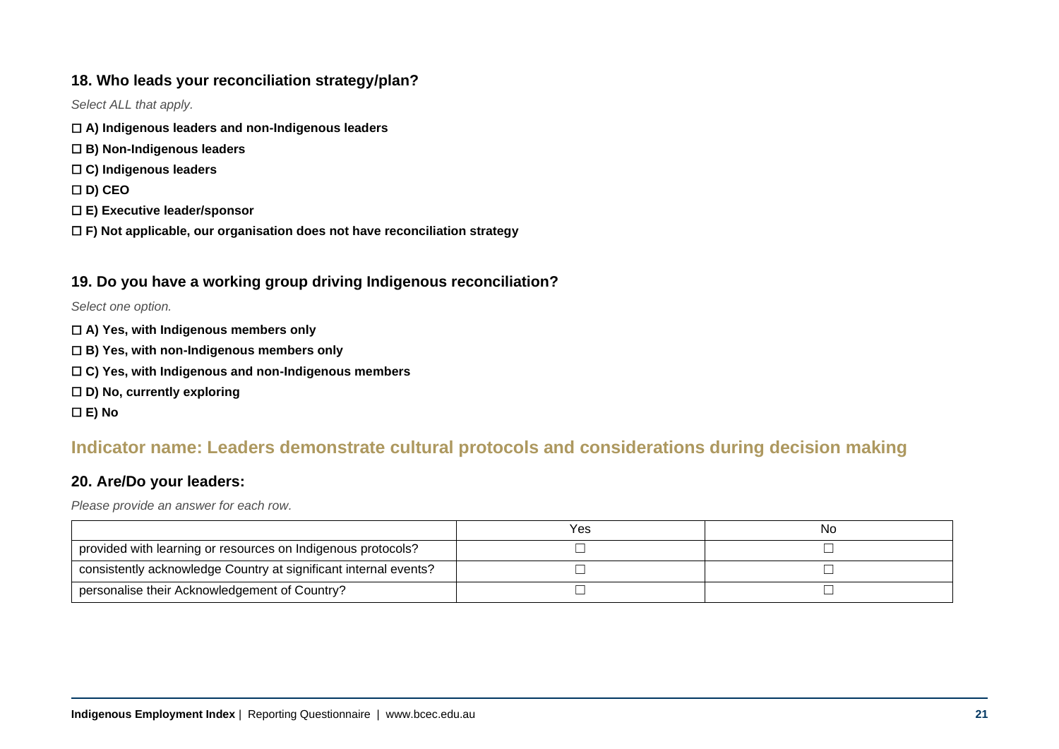### 18. Who leads your reconciliation strategy/plan?

*Select ALL that apply.*

☐ **A) Indigenous leaders and non-Indigenous leaders**

☐ **B) Non-Indigenous leaders**

☐ **C) Indigenous leaders**

☐ **D) CEO**

☐ **E) Executive leader/sponsor**

☐ **F) Not applicable, our organisation does not have reconciliation strategy**

### 19. Do you have a working group driving Indigenous reconciliation?

*Select one option.*

☐ **A) Yes, with Indigenous members only**

☐ **B) Yes, with non-Indigenous members only**

☐ **C) Yes, with Indigenous and non-Indigenous members**

☐ **D) No, currently exploring**

☐ **E) No**

## Indicator name: Leaders demonstrate cultural protocols and considerations during decision making

### 20. Are/Do your leaders:

*Please provide an answer for each row.*

| | Yes | No |
|---|---|---|
| provided with learning or resources on Indigenous protocols? | ☐ | ☐ |
| consistently acknowledge Country at significant internal events? | ☐ | ☐ |
| personalise their Acknowledgement of Country? | ☐ | ☐ |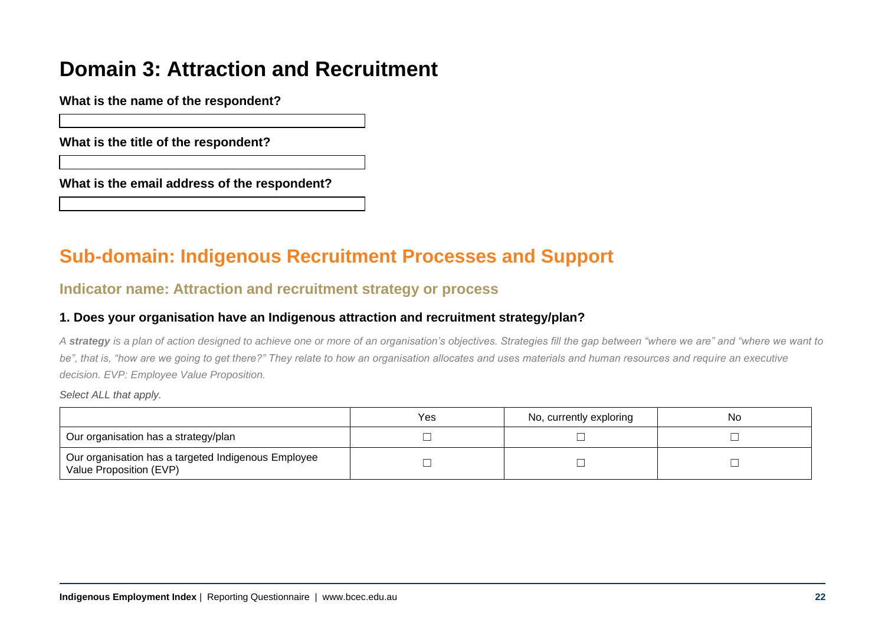# Domain 3: Attraction and Recruitment

**What is the name of the respondent?**

**What is the title of the respondent?**

**What is the email address of the respondent?**

## Sub-domain: Indigenous Recruitment Processes and Support

### Indicator name: Attraction and recruitment strategy or process

#### 1. Does your organisation have an Indigenous attraction and recruitment strategy/plan?

*A **strategy** is a plan of action designed to achieve one or more of an organisation's objectives. Strategies fill the gap between "where we are" and "where we want to be", that is, "how are we going to get there?" They relate to how an organisation allocates and uses materials and human resources and require an executive decision. EVP: Employee Value Proposition.*

*Select ALL that apply.*

| | Yes | No, currently exploring | No |
|---|---|---|---|
| Our organisation has a strategy/plan | ☐ | ☐ | ☐ |
| Our organisation has a targeted Indigenous Employee Value Proposition (EVP) | ☐ | ☐ | ☐ |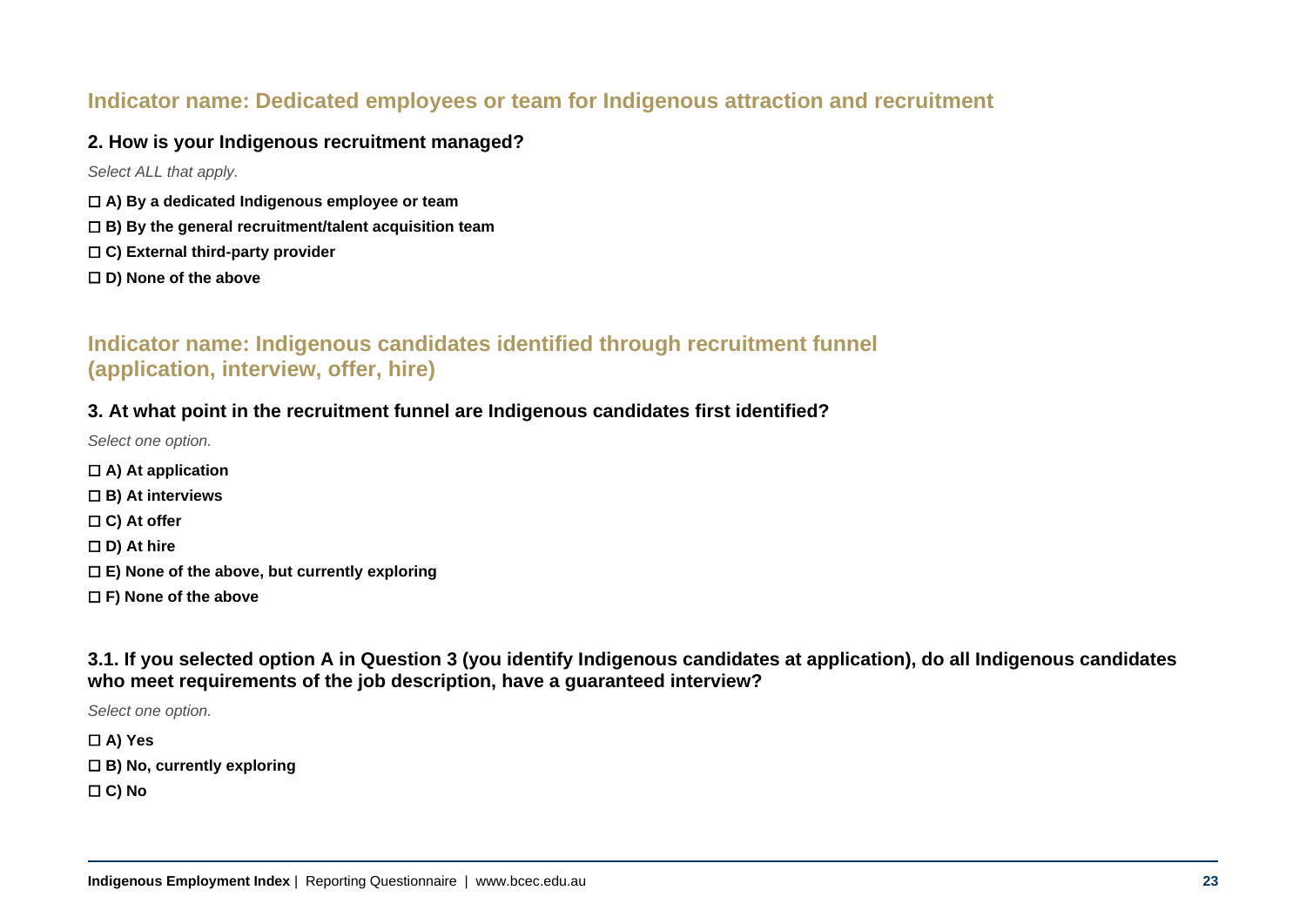## Indicator name: Dedicated employees or team for Indigenous attraction and recruitment

**2. How is your Indigenous recruitment managed?**

*Select ALL that apply.*

☐ **A) By a dedicated Indigenous employee or team**

☐ **B) By the general recruitment/talent acquisition team**

☐ **C) External third-party provider**

☐ **D) None of the above**

## Indicator name: Indigenous candidates identified through recruitment funnel (application, interview, offer, hire)

**3. At what point in the recruitment funnel are Indigenous candidates first identified?**

*Select one option.*

☐ **A) At application**

☐ **B) At interviews**

☐ **C) At offer**

☐ **D) At hire**

☐ **E) None of the above, but currently exploring**

☐ **F) None of the above**

**3.1. If you selected option A in Question 3 (you identify Indigenous candidates at application), do all Indigenous candidates who meet requirements of the job description, have a guaranteed interview?**

*Select one option.*

☐ **A) Yes**

☐ **B) No, currently exploring**

☐ **C) No**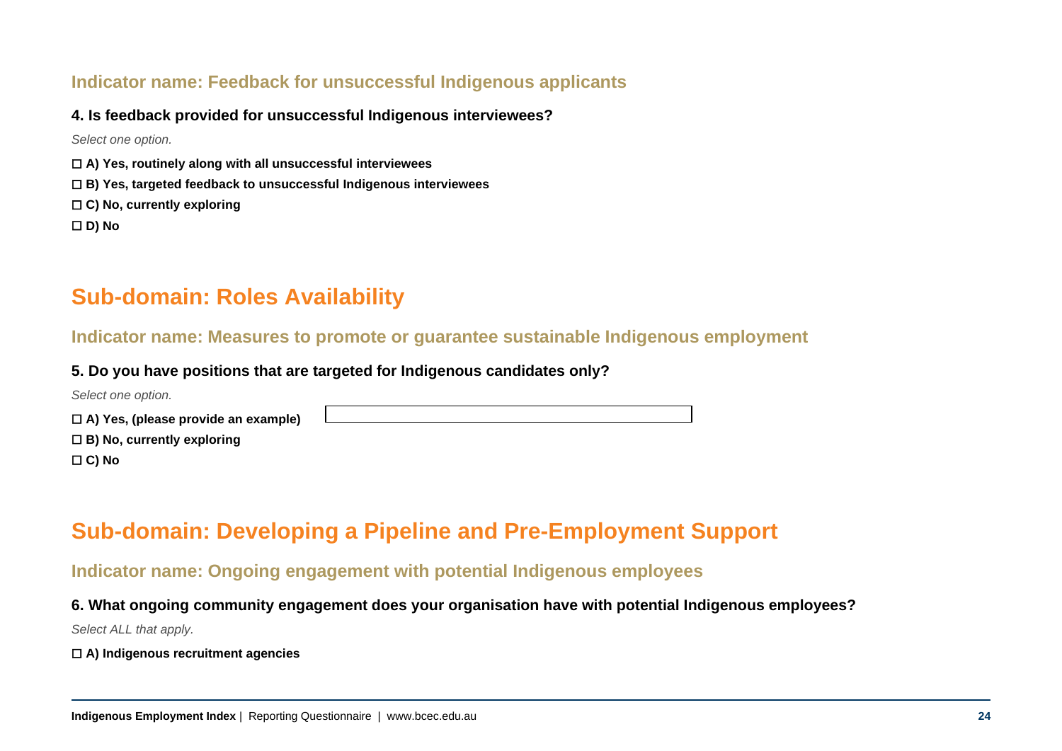### Indicator name: Feedback for unsuccessful Indigenous applicants

**4. Is feedback provided for unsuccessful Indigenous interviewees?**

*Select one option.*

☐ **A) Yes, routinely along with all unsuccessful interviewees**

☐ **B) Yes, targeted feedback to unsuccessful Indigenous interviewees**

☐ **C) No, currently exploring**

☐ **D) No**

## Sub-domain: Roles Availability

### Indicator name: Measures to promote or guarantee sustainable Indigenous employment

**5. Do you have positions that are targeted for Indigenous candidates only?**

*Select one option.*

☐ **A) Yes, (please provide an example)** \_\_\_\_\_\_\_\_\_\_\_\_\_\_\_\_\_\_\_\_

☐ **B) No, currently exploring**

☐ **C) No**

## Sub-domain: Developing a Pipeline and Pre-Employment Support

### Indicator name: Ongoing engagement with potential Indigenous employees

**6. What ongoing community engagement does your organisation have with potential Indigenous employees?**

*Select ALL that apply.*

☐ **A) Indigenous recruitment agencies**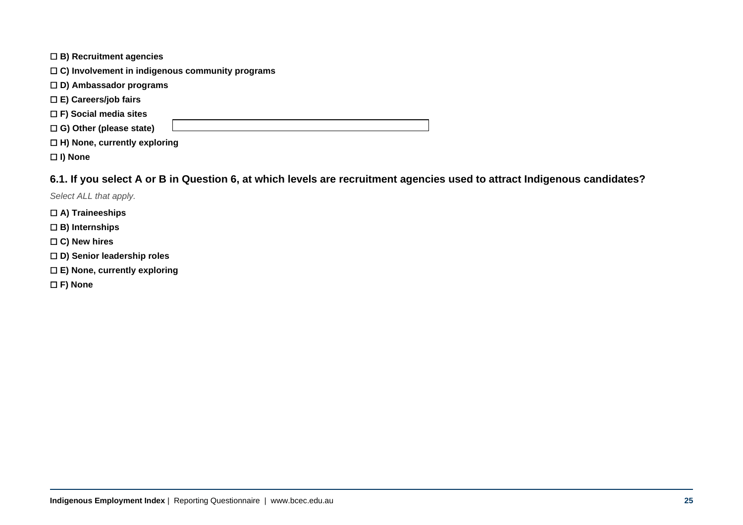☐ **B) Recruitment agencies**

☐ **C) Involvement in indigenous community programs**

☐ **D) Ambassador programs**

☐ **E) Careers/job fairs**

☐ **F) Social media sites**

☐ **G) Other (please state)** ____________________

☐ **H) None, currently exploring**

☐ **I) None**

### 6.1. If you select A or B in Question 6, at which levels are recruitment agencies used to attract Indigenous candidates?

*Select ALL that apply.*

☐ **A) Traineeships**

☐ **B) Internships**

☐ **C) New hires**

☐ **D) Senior leadership roles**

☐ **E) None, currently exploring**

☐ **F) None**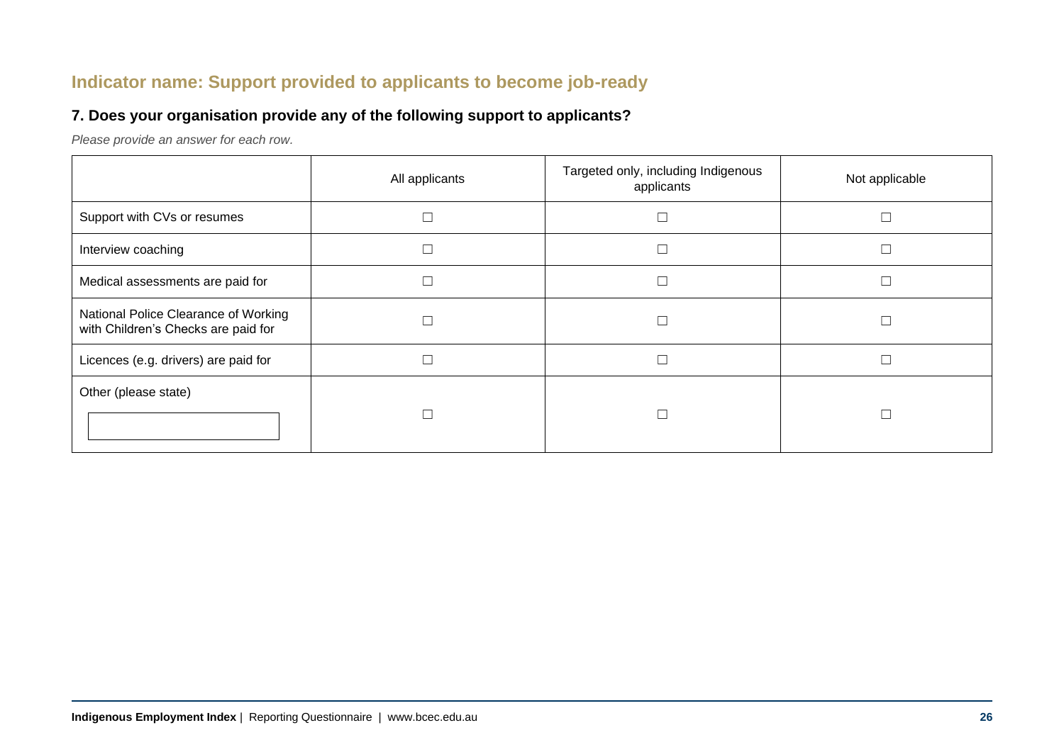## Indicator name: Support provided to applicants to become job-ready

### 7. Does your organisation provide any of the following support to applicants?

*Please provide an answer for each row.*

| | All applicants | Targeted only, including Indigenous applicants | Not applicable |
|---|---|---|---|
| Support with CVs or resumes | ☐ | ☐ | ☐ |
| Interview coaching | ☐ | ☐ | ☐ |
| Medical assessments are paid for | ☐ | ☐ | ☐ |
| National Police Clearance of Working with Children's Checks are paid for | ☐ | ☐ | ☐ |
| Licences (e.g. drivers) are paid for | ☐ | ☐ | ☐ |
| Other (please state) | ☐ | ☐ | ☐ |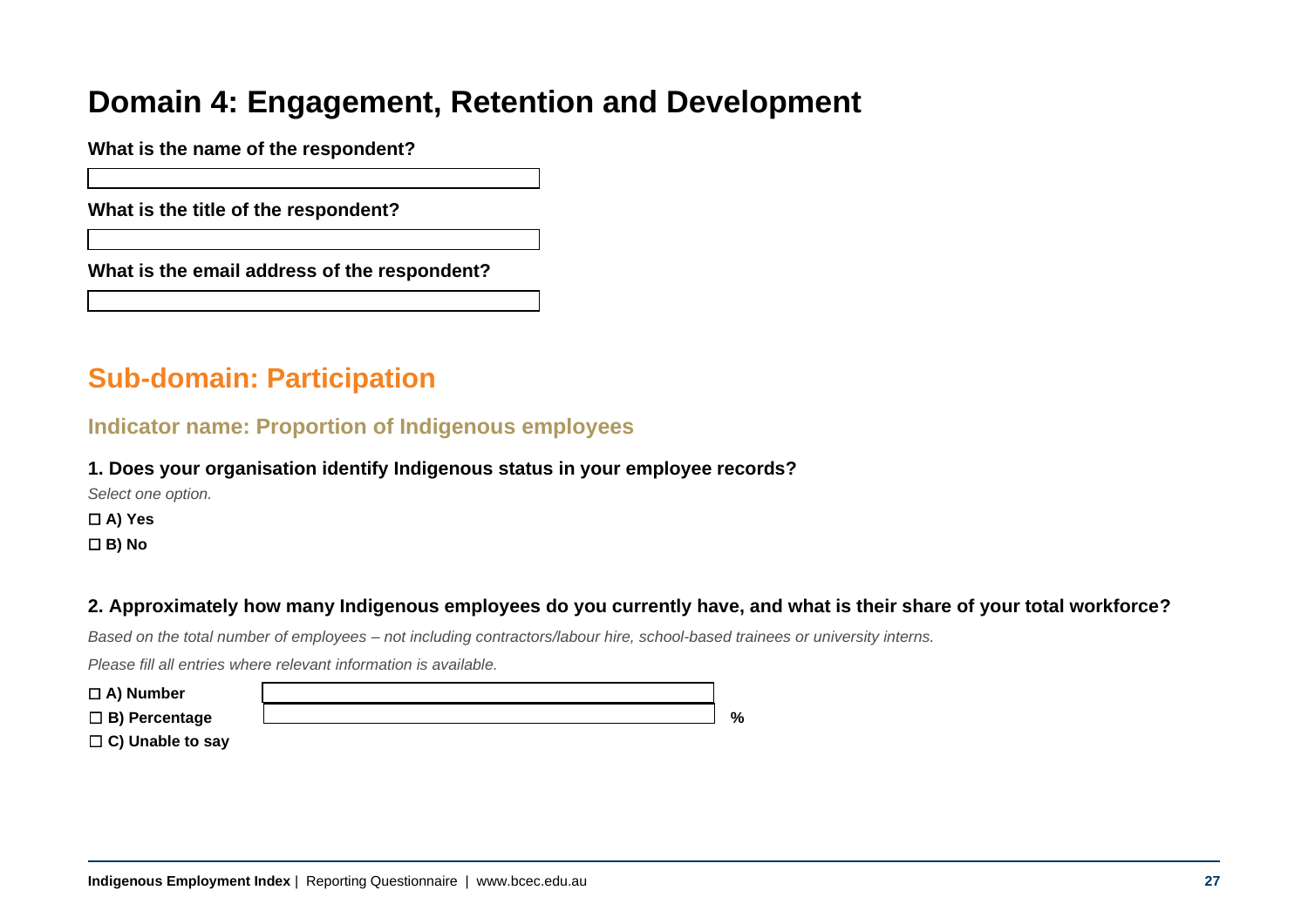# Domain 4: Engagement, Retention and Development

**What is the name of the respondent?**

**What is the title of the respondent?**

**What is the email address of the respondent?**

## Sub-domain: Participation

### Indicator name: Proportion of Indigenous employees

**1. Does your organisation identify Indigenous status in your employee records?**

*Select one option.*

☐ **A) Yes**

☐ **B) No**

**2. Approximately how many Indigenous employees do you currently have, and what is their share of your total workforce?**

*Based on the total number of employees – not including contractors/labour hire, school-based trainees or university interns.*

*Please fill all entries where relevant information is available.*

☐ **A) Number**

☐ **B) Percentage** **%**

☐ **C) Unable to say**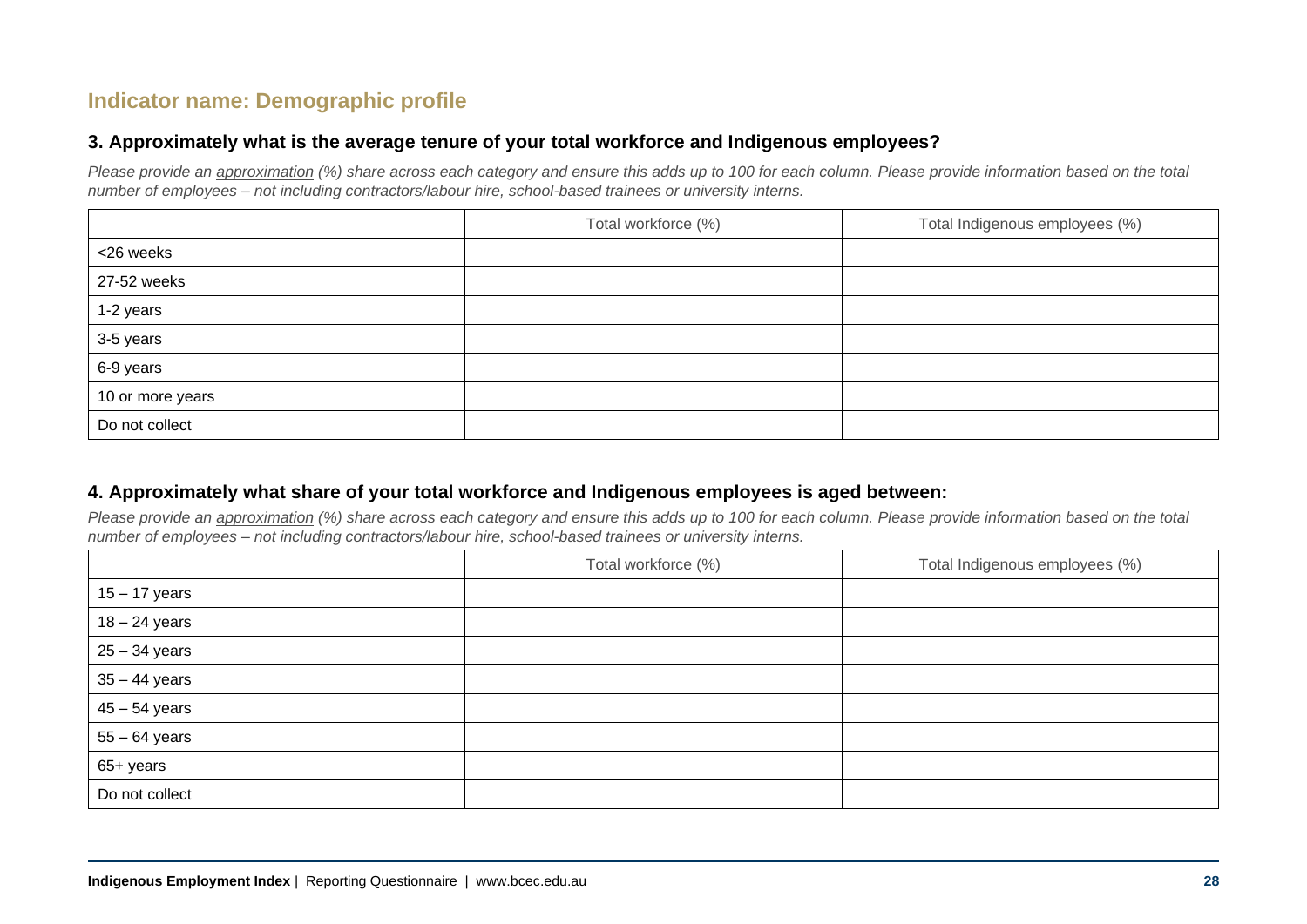## Indicator name: Demographic profile

### 3. Approximately what is the average tenure of your total workforce and Indigenous employees?

*Please provide an approximation (%) share across each category and ensure this adds up to 100 for each column. Please provide information based on the total number of employees – not including contractors/labour hire, school-based trainees or university interns.*

| | Total workforce (%) | Total Indigenous employees (%) |
|---|---|---|
| <26 weeks | | |
| 27-52 weeks | | |
| 1-2 years | | |
| 3-5 years | | |
| 6-9 years | | |
| 10 or more years | | |
| Do not collect | | |

### 4. Approximately what share of your total workforce and Indigenous employees is aged between:

*Please provide an approximation (%) share across each category and ensure this adds up to 100 for each column. Please provide information based on the total number of employees – not including contractors/labour hire, school-based trainees or university interns.*

| | Total workforce (%) | Total Indigenous employees (%) |
|---|---|---|
| 15 – 17 years | | |
| 18 – 24 years | | |
| 25 – 34 years | | |
| 35 – 44 years | | |
| 45 – 54 years | | |
| 55 – 64 years | | |
| 65+ years | | |
| Do not collect | | |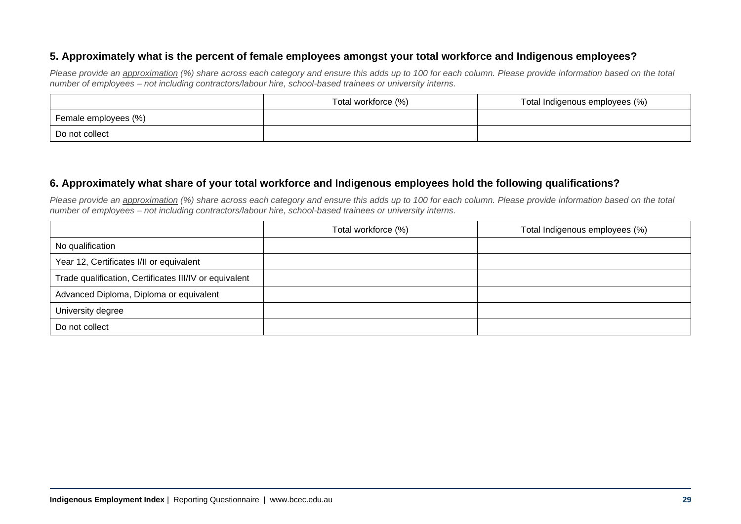### 5. Approximately what is the percent of female employees amongst your total workforce and Indigenous employees?

*Please provide an approximation (%) share across each category and ensure this adds up to 100 for each column. Please provide information based on the total number of employees – not including contractors/labour hire, school-based trainees or university interns.*

| | Total workforce (%) | Total Indigenous employees (%) |
|---|---|---|
| Female employees (%) | | |
| Do not collect | | |

### 6. Approximately what share of your total workforce and Indigenous employees hold the following qualifications?

*Please provide an approximation (%) share across each category and ensure this adds up to 100 for each column. Please provide information based on the total number of employees – not including contractors/labour hire, school-based trainees or university interns.*

| | Total workforce (%) | Total Indigenous employees (%) |
|---|---|---|
| No qualification | | |
| Year 12, Certificates I/II or equivalent | | |
| Trade qualification, Certificates III/IV or equivalent | | |
| Advanced Diploma, Diploma or equivalent | | |
| University degree | | |
| Do not collect | | |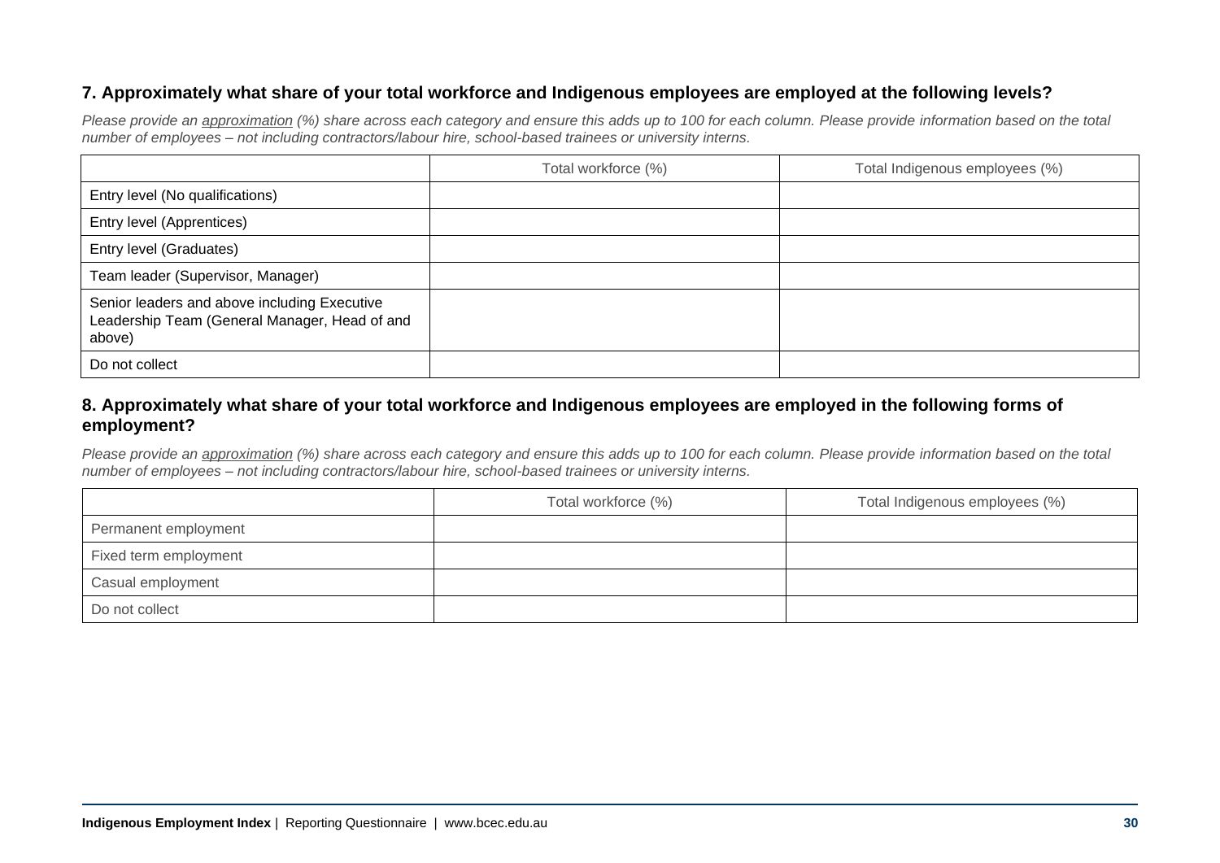### 7. Approximately what share of your total workforce and Indigenous employees are employed at the following levels?

*Please provide an <u>approximation</u> (%) share across each category and ensure this adds up to 100 for each column. Please provide information based on the total number of employees – not including contractors/labour hire, school-based trainees or university interns.*

| | Total workforce (%) | Total Indigenous employees (%) |
|---|---|---|
| Entry level (No qualifications) | | |
| Entry level (Apprentices) | | |
| Entry level (Graduates) | | |
| Team leader (Supervisor, Manager) | | |
| Senior leaders and above including Executive Leadership Team (General Manager, Head of and above) | | |
| Do not collect | | |

### 8. Approximately what share of your total workforce and Indigenous employees are employed in the following forms of employment?

*Please provide an <u>approximation</u> (%) share across each category and ensure this adds up to 100 for each column. Please provide information based on the total number of employees – not including contractors/labour hire, school-based trainees or university interns.*

| | Total workforce (%) | Total Indigenous employees (%) |
|---|---|---|
| Permanent employment | | |
| Fixed term employment | | |
| Casual employment | | |
| Do not collect | | |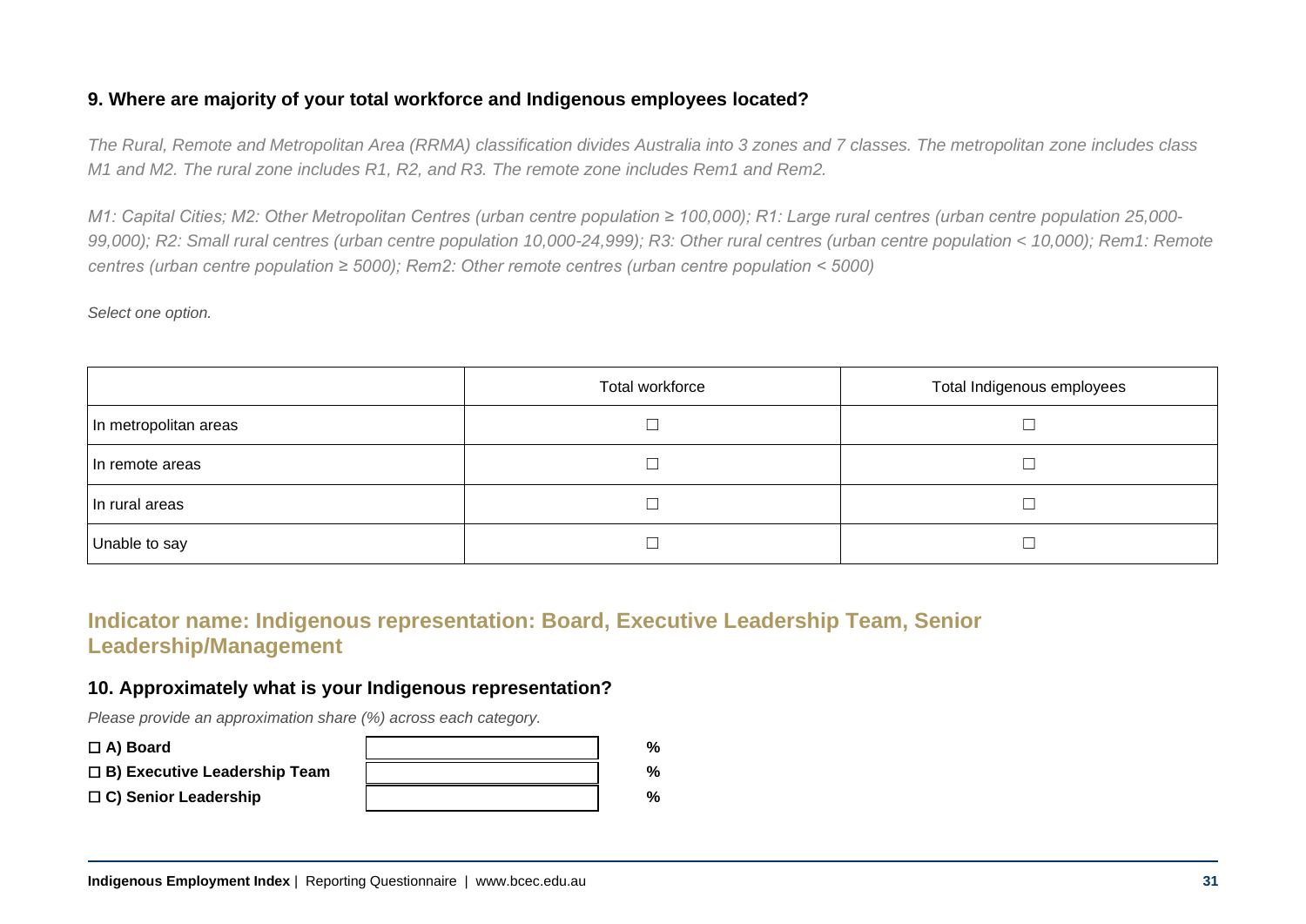### 9. Where are majority of your total workforce and Indigenous employees located?

*The Rural, Remote and Metropolitan Area (RRMA) classification divides Australia into 3 zones and 7 classes. The metropolitan zone includes class M1 and M2. The rural zone includes R1, R2, and R3. The remote zone includes Rem1 and Rem2.*

*M1: Capital Cities; M2: Other Metropolitan Centres (urban centre population ≥ 100,000); R1: Large rural centres (urban centre population 25,000-99,000); R2: Small rural centres (urban centre population 10,000-24,999); R3: Other rural centres (urban centre population < 10,000); Rem1: Remote centres (urban centre population ≥ 5000); Rem2: Other remote centres (urban centre population < 5000)*

*Select one option.*

| | Total workforce | Total Indigenous employees |
|---|---|---|
| In metropolitan areas | ☐ | ☐ |
| In remote areas | ☐ | ☐ |
| In rural areas | ☐ | ☐ |
| Unable to say | ☐ | ☐ |

## Indicator name: Indigenous representation: Board, Executive Leadership Team, Senior Leadership/Management

### 10. Approximately what is your Indigenous representation?

*Please provide an approximation share (%) across each category.*

| | | |
|---|---|---|
| ☐ **A) Board** | | **%** |
| ☐ **B) Executive Leadership Team** | | **%** |
| ☐ **C) Senior Leadership** | | **%** |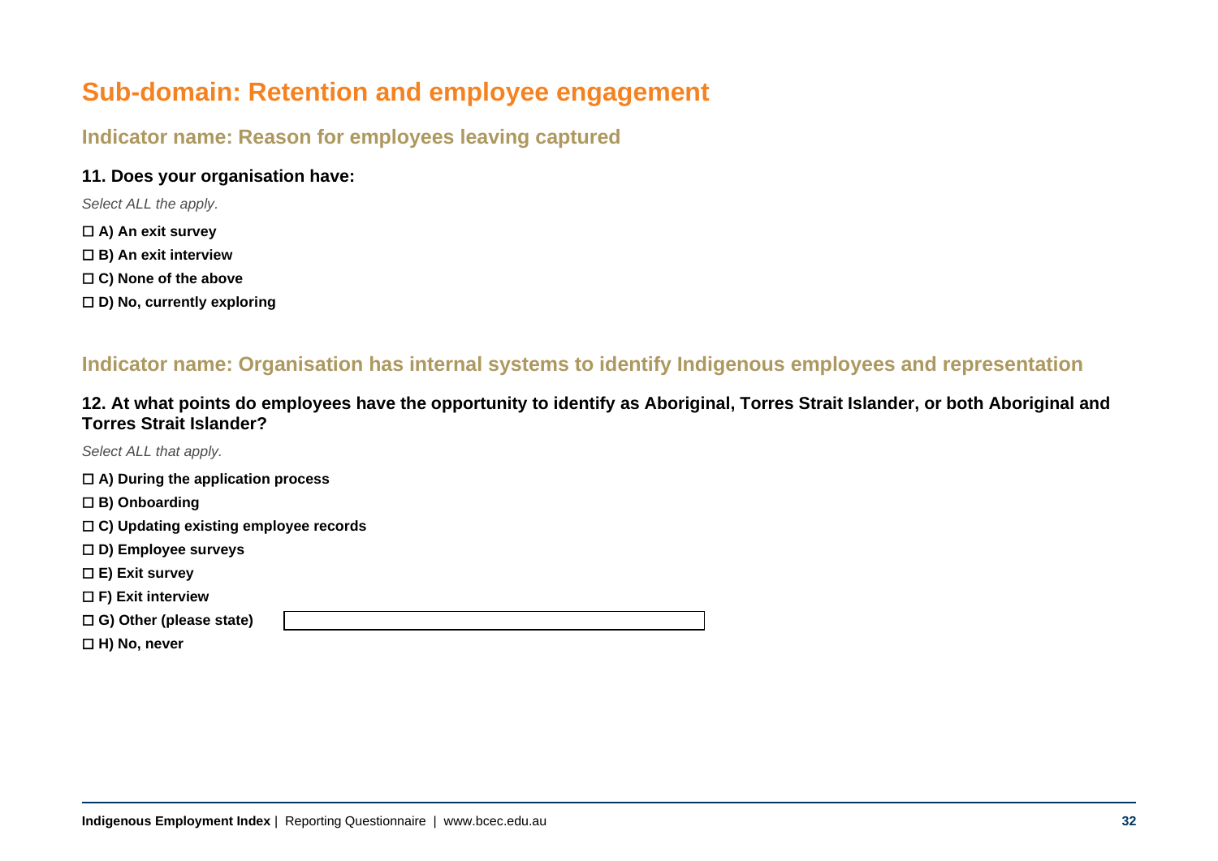# Sub-domain: Retention and employee engagement

## Indicator name: Reason for employees leaving captured

### 11. Does your organisation have:

*Select ALL the apply.*

☐ **A) An exit survey**

☐ **B) An exit interview**

☐ **C) None of the above**

☐ **D) No, currently exploring**

## Indicator name: Organisation has internal systems to identify Indigenous employees and representation

### 12. At what points do employees have the opportunity to identify as Aboriginal, Torres Strait Islander, or both Aboriginal and Torres Strait Islander?

*Select ALL that apply.*

☐ **A) During the application process**

☐ **B) Onboarding**

☐ **C) Updating existing employee records**

☐ **D) Employee surveys**

☐ **E) Exit survey**

☐ **F) Exit interview**

☐ **G) Other (please state)** ______________________

☐ **H) No, never**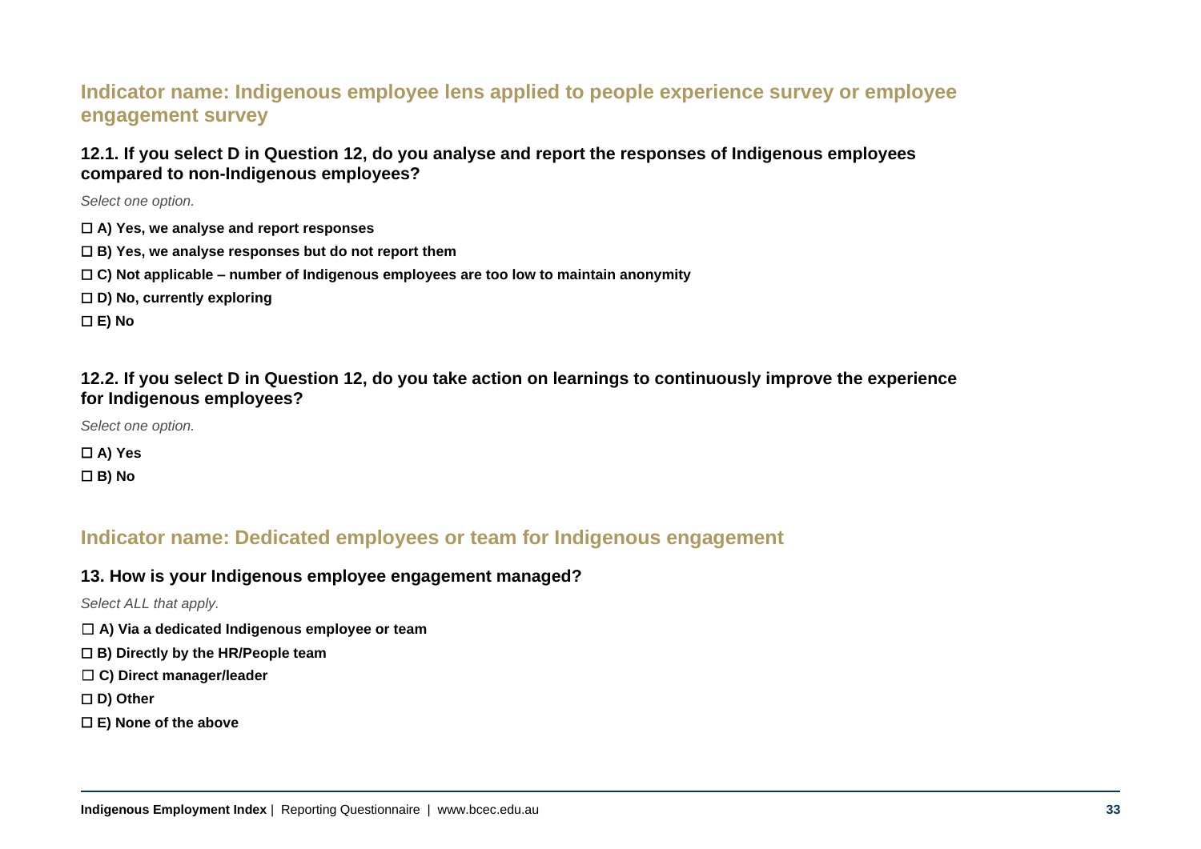## Indicator name: Indigenous employee lens applied to people experience survey or employee engagement survey

### 12.1. If you select D in Question 12, do you analyse and report the responses of Indigenous employees compared to non-Indigenous employees?

*Select one option.*

☐ **A) Yes, we analyse and report responses**

☐ **B) Yes, we analyse responses but do not report them**

☐ **C) Not applicable – number of Indigenous employees are too low to maintain anonymity**

☐ **D) No, currently exploring**

☐ **E) No**

### 12.2. If you select D in Question 12, do you take action on learnings to continuously improve the experience for Indigenous employees?

*Select one option.*

☐ **A) Yes**

☐ **B) No**

## Indicator name: Dedicated employees or team for Indigenous engagement

### 13. How is your Indigenous employee engagement managed?

*Select ALL that apply.*

☐ **A) Via a dedicated Indigenous employee or team**

☐ **B) Directly by the HR/People team**

☐ **C) Direct manager/leader**

☐ **D) Other**

☐ **E) None of the above**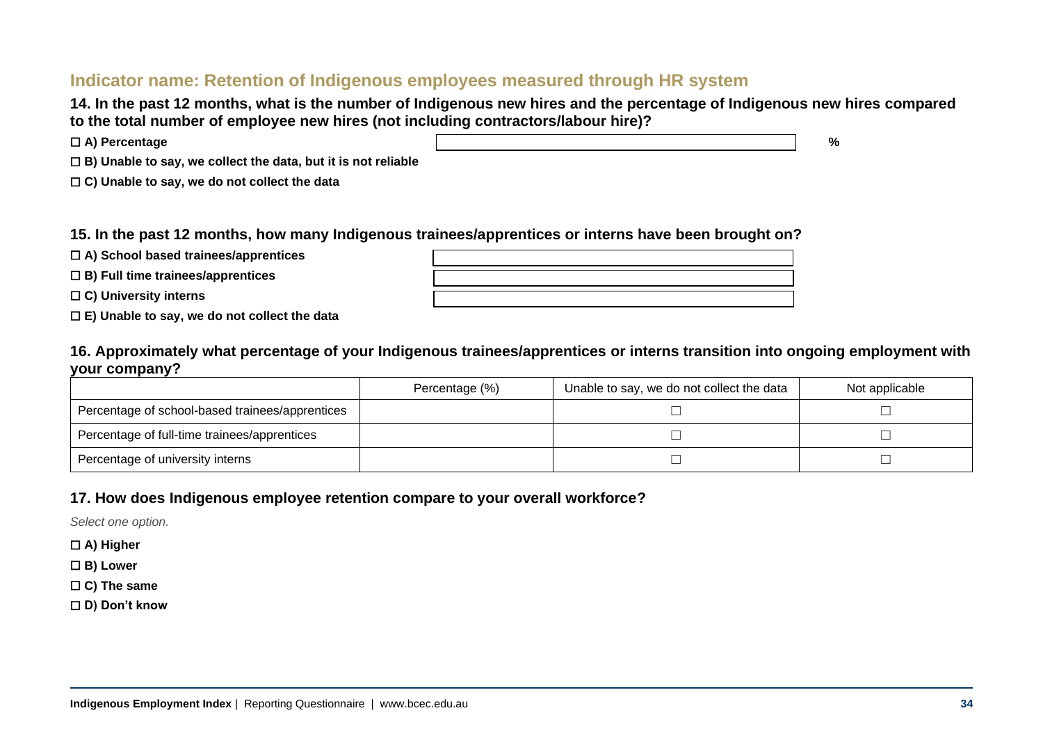## Indicator name: Retention of Indigenous employees measured through HR system

**14. In the past 12 months, what is the number of Indigenous new hires and the percentage of Indigenous new hires compared to the total number of employee new hires (not including contractors/labour hire)?**

☐ **A) Percentage** ______________ **%**

☐ **B) Unable to say, we collect the data, but it is not reliable**

☐ **C) Unable to say, we do not collect the data**

**15. In the past 12 months, how many Indigenous trainees/apprentices or interns have been brought on?**

☐ **A) School based trainees/apprentices** ______________

☐ **B) Full time trainees/apprentices** ______________

☐ **C) University interns** ______________

☐ **E) Unable to say, we do not collect the data**

**16. Approximately what percentage of your Indigenous trainees/apprentices or interns transition into ongoing employment with your company?**

| | Percentage (%) | Unable to say, we do not collect the data | Not applicable |
|---|---|---|---|
| Percentage of school-based trainees/apprentices | | ☐ | ☐ |
| Percentage of full-time trainees/apprentices | | ☐ | ☐ |
| Percentage of university interns | | ☐ | ☐ |

**17. How does Indigenous employee retention compare to your overall workforce?**

*Select one option.*

☐ **A) Higher**

☐ **B) Lower**

☐ **C) The same**

☐ **D) Don't know**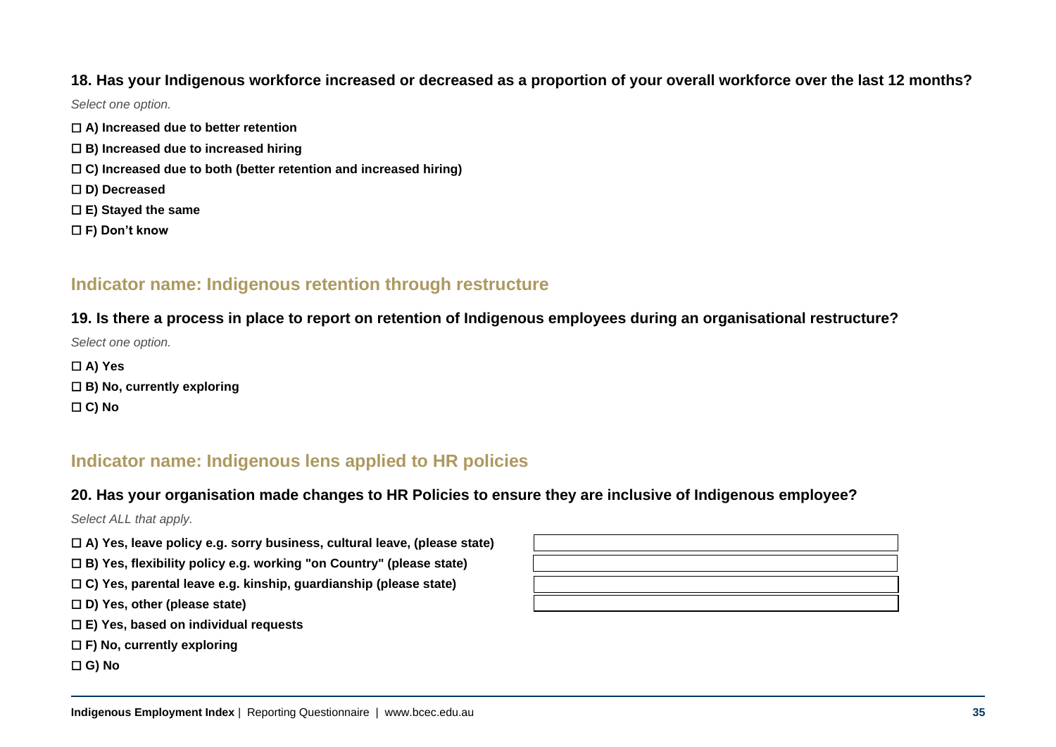**18. Has your Indigenous workforce increased or decreased as a proportion of your overall workforce over the last 12 months?**

*Select one option.*

☐ **A) Increased due to better retention**

☐ **B) Increased due to increased hiring**

☐ **C) Increased due to both (better retention and increased hiring)**

☐ **D) Decreased**

☐ **E) Stayed the same**

☐ **F) Don't know**

## Indicator name: Indigenous retention through restructure

**19. Is there a process in place to report on retention of Indigenous employees during an organisational restructure?**

*Select one option.*

☐ **A) Yes**

☐ **B) No, currently exploring**

☐ **C) No**

## Indicator name: Indigenous lens applied to HR policies

**20. Has your organisation made changes to HR Policies to ensure they are inclusive of Indigenous employee?**

*Select ALL that apply.*

☐ **A) Yes, leave policy e.g. sorry business, cultural leave, (please state)** \_\_\_\_\_\_\_\_\_\_

☐ **B) Yes, flexibility policy e.g. working "on Country" (please state)** \_\_\_\_\_\_\_\_\_\_

☐ **C) Yes, parental leave e.g. kinship, guardianship (please state)** \_\_\_\_\_\_\_\_\_\_

☐ **D) Yes, other (please state)** \_\_\_\_\_\_\_\_\_\_

☐ **E) Yes, based on individual requests**

☐ **F) No, currently exploring**

☐ **G) No**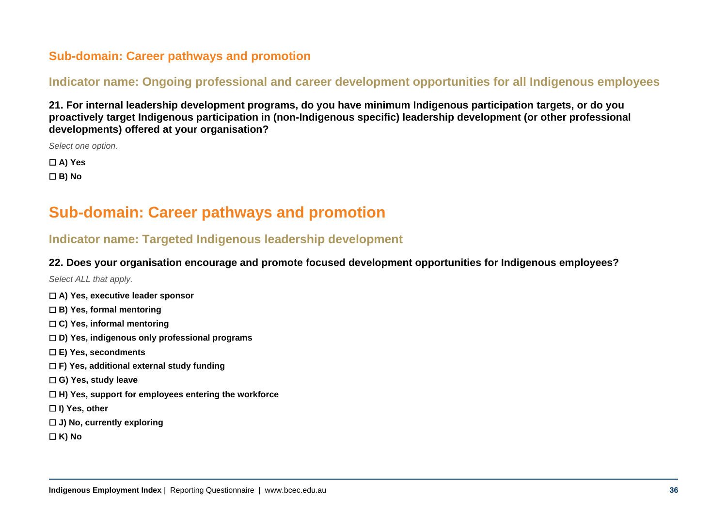### Sub-domain: Career pathways and promotion

### Indicator name: Ongoing professional and career development opportunities for all Indigenous employees

**21. For internal leadership development programs, do you have minimum Indigenous participation targets, or do you proactively target Indigenous participation in (non-Indigenous specific) leadership development (or other professional developments) offered at your organisation?**

*Select one option.*

☐ **A) Yes**

☐ **B) No**

## Sub-domain: Career pathways and promotion

### Indicator name: Targeted Indigenous leadership development

**22. Does your organisation encourage and promote focused development opportunities for Indigenous employees?**

*Select ALL that apply.*

☐ **A) Yes, executive leader sponsor**

☐ **B) Yes, formal mentoring**

☐ **C) Yes, informal mentoring**

☐ **D) Yes, indigenous only professional programs**

☐ **E) Yes, secondments**

☐ **F) Yes, additional external study funding**

☐ **G) Yes, study leave**

☐ **H) Yes, support for employees entering the workforce**

☐ **I) Yes, other**

☐ **J) No, currently exploring**

☐ **K) No**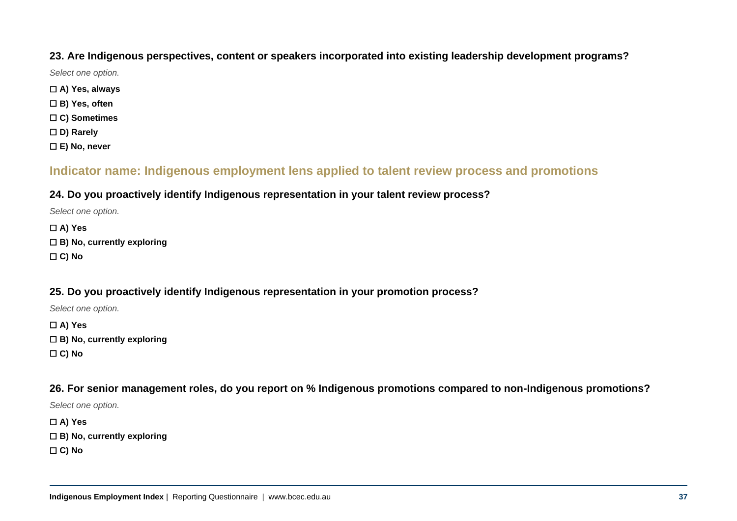**23. Are Indigenous perspectives, content or speakers incorporated into existing leadership development programs?**

*Select one option.*

☐ **A) Yes, always**

☐ **B) Yes, often**

☐ **C) Sometimes**

☐ **D) Rarely**

☐ **E) No, never**

## Indicator name: Indigenous employment lens applied to talent review process and promotions

**24. Do you proactively identify Indigenous representation in your talent review process?**

*Select one option.*

☐ **A) Yes**

☐ **B) No, currently exploring**

☐ **C) No**

**25. Do you proactively identify Indigenous representation in your promotion process?**

*Select one option.*

☐ **A) Yes**

☐ **B) No, currently exploring**

☐ **C) No**

**26. For senior management roles, do you report on % Indigenous promotions compared to non-Indigenous promotions?**

*Select one option.*

☐ **A) Yes**

☐ **B) No, currently exploring**

☐ **C) No**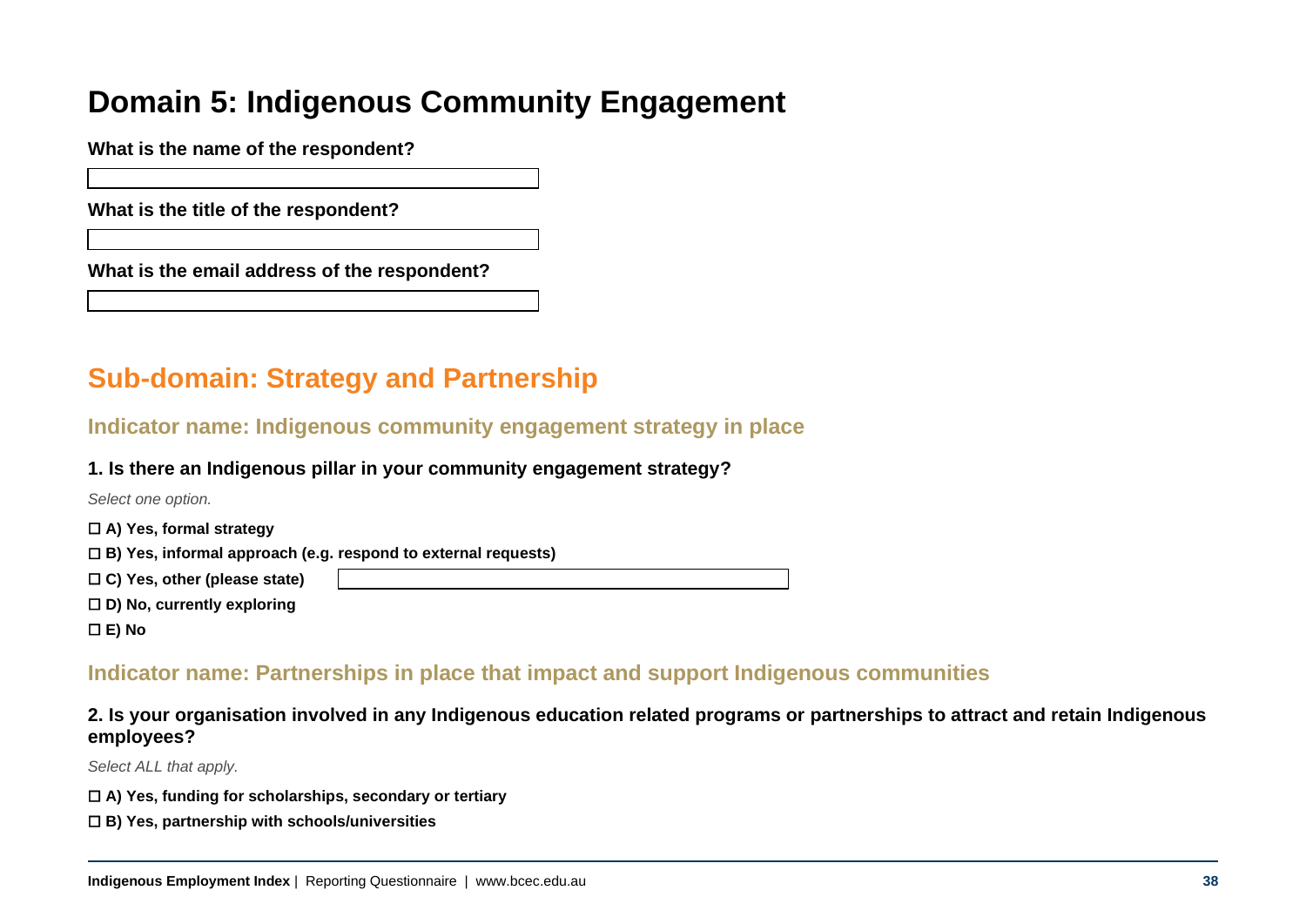# Domain 5: Indigenous Community Engagement

**What is the name of the respondent?**

**What is the title of the respondent?**

**What is the email address of the respondent?**

## Sub-domain: Strategy and Partnership

### Indicator name: Indigenous community engagement strategy in place

**1. Is there an Indigenous pillar in your community engagement strategy?**

*Select one option.*

☐ **A) Yes, formal strategy**

☐ **B) Yes, informal approach (e.g. respond to external requests)**

☐ **C) Yes, other (please state)**

☐ **D) No, currently exploring**

☐ **E) No**

### Indicator name: Partnerships in place that impact and support Indigenous communities

**2. Is your organisation involved in any Indigenous education related programs or partnerships to attract and retain Indigenous employees?**

*Select ALL that apply.*

☐ **A) Yes, funding for scholarships, secondary or tertiary**

☐ **B) Yes, partnership with schools/universities**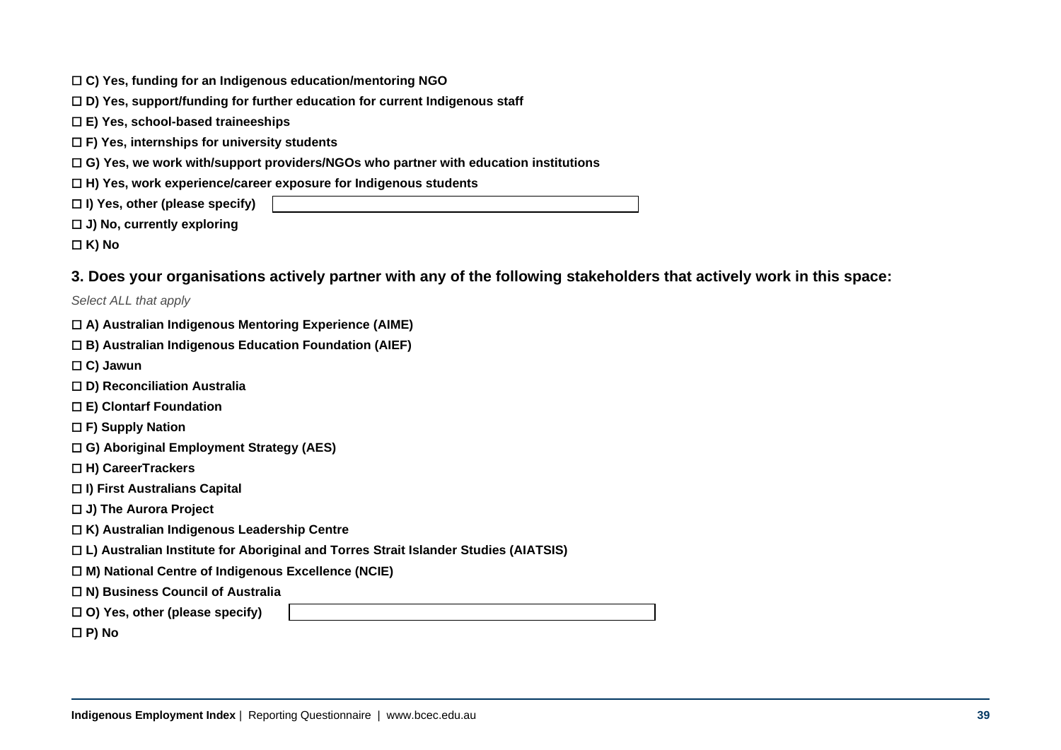☐ **C) Yes, funding for an Indigenous education/mentoring NGO**

☐ **D) Yes, support/funding for further education for current Indigenous staff**

☐ **E) Yes, school-based traineeships**

☐ **F) Yes, internships for university students**

☐ **G) Yes, we work with/support providers/NGOs who partner with education institutions**

☐ **H) Yes, work experience/career exposure for Indigenous students**

☐ **I) Yes, other (please specify)** ____________________

☐ **J) No, currently exploring**

☐ **K) No**

### 3. Does your organisations actively partner with any of the following stakeholders that actively work in this space:

*Select ALL that apply*

☐ **A) Australian Indigenous Mentoring Experience (AIME)**

☐ **B) Australian Indigenous Education Foundation (AIEF)**

☐ **C) Jawun**

☐ **D) Reconciliation Australia**

☐ **E) Clontarf Foundation**

☐ **F) Supply Nation**

☐ **G) Aboriginal Employment Strategy (AES)**

☐ **H) CareerTrackers**

☐ **I) First Australians Capital**

☐ **J) The Aurora Project**

☐ **K) Australian Indigenous Leadership Centre**

☐ **L) Australian Institute for Aboriginal and Torres Strait Islander Studies (AIATSIS)**

☐ **M) National Centre of Indigenous Excellence (NCIE)**

☐ **N) Business Council of Australia**

☐ **O) Yes, other (please specify)** ____________________

☐ **P) No**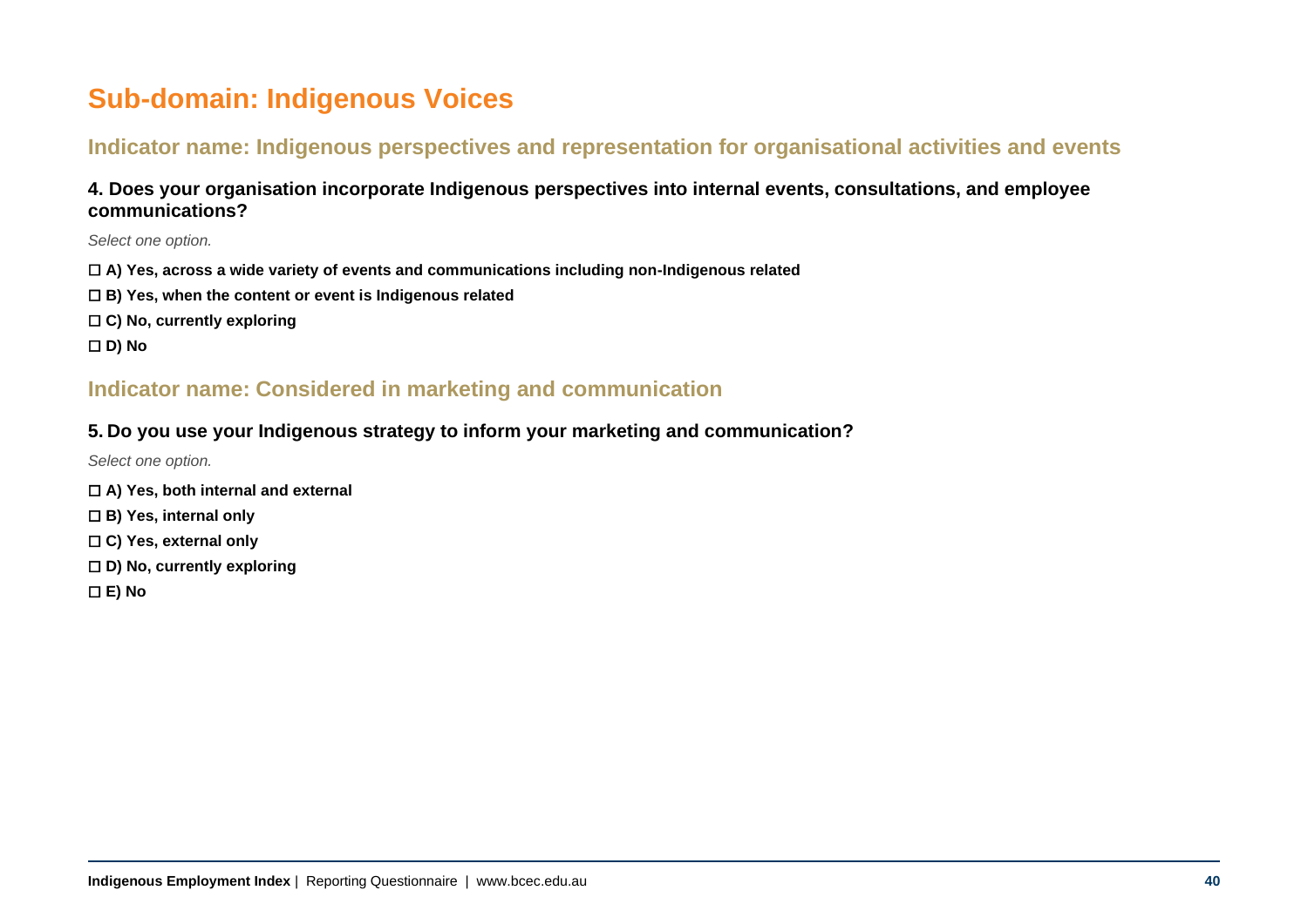# Sub-domain: Indigenous Voices

## Indicator name: Indigenous perspectives and representation for organisational activities and events

**4. Does your organisation incorporate Indigenous perspectives into internal events, consultations, and employee communications?**

*Select one option.*

☐ **A) Yes, across a wide variety of events and communications including non-Indigenous related**

☐ **B) Yes, when the content or event is Indigenous related**

☐ **C) No, currently exploring**

☐ **D) No**

## Indicator name: Considered in marketing and communication

**5. Do you use your Indigenous strategy to inform your marketing and communication?**

*Select one option.*

☐ **A) Yes, both internal and external**

☐ **B) Yes, internal only**

☐ **C) Yes, external only**

☐ **D) No, currently exploring**

☐ **E) No**